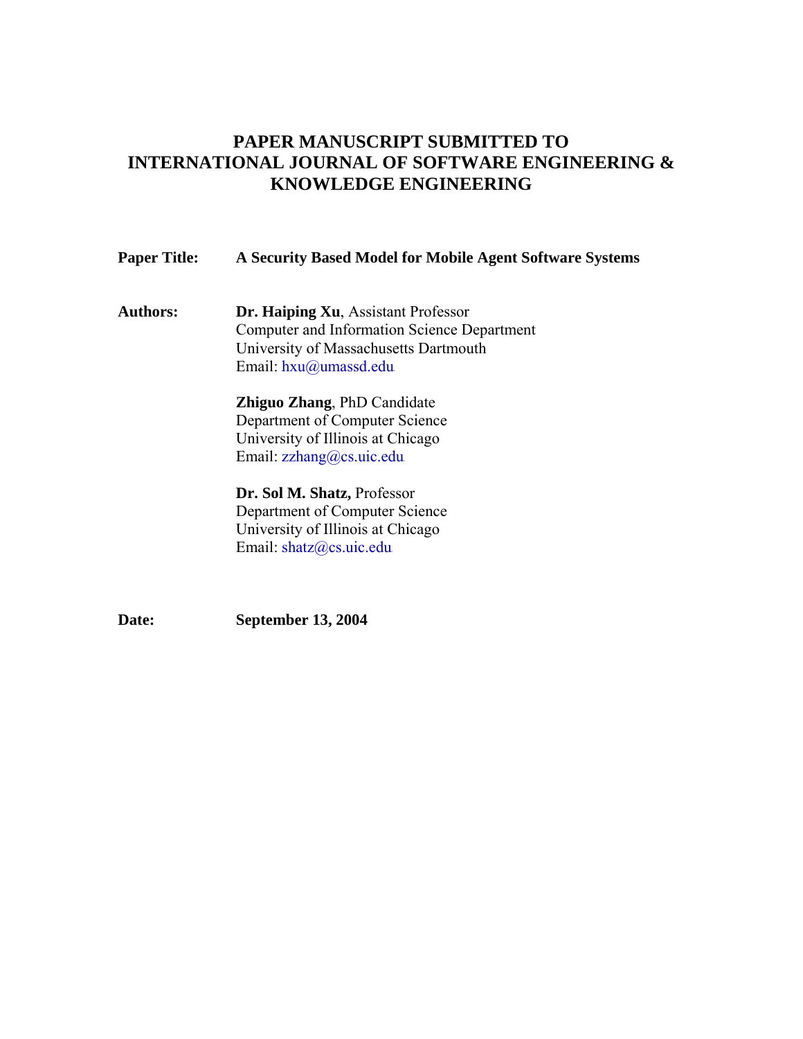# PAPER MANUSCRIPT SUBMITTED TO INTERNATIONAL JOURNAL OF SOFTWARE ENGINEERING & KNOWLEDGE ENGINEERING

**Paper Title:** **A Security Based Model for Mobile Agent Software Systems**

**Authors:**

**Dr. Haiping Xu**, Assistant Professor
Computer and Information Science Department
University of Massachusetts Dartmouth
Email: hxu@umassd.edu

**Zhiguo Zhang**, PhD Candidate
Department of Computer Science
University of Illinois at Chicago
Email: zzhang@cs.uic.edu

**Dr. Sol M. Shatz,** Professor
Department of Computer Science
University of Illinois at Chicago
Email: shatz@cs.uic.edu

**Date:** **September 13, 2004**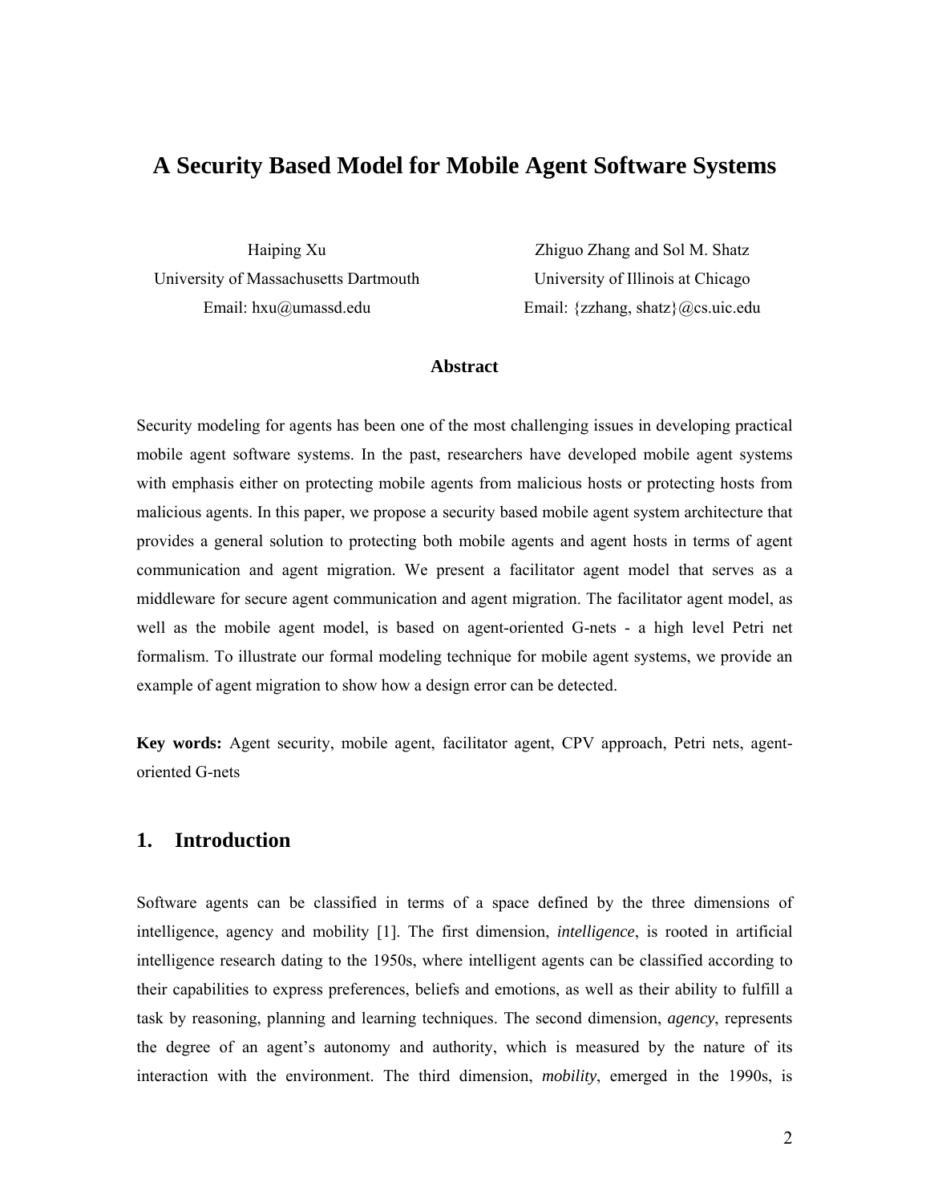# A Security Based Model for Mobile Agent Software Systems

Haiping Xu
University of Massachusetts Dartmouth
Email: hxu@umassd.edu

Zhiguo Zhang and Sol M. Shatz
University of Illinois at Chicago
Email: {zzhang, shatz}@cs.uic.edu

### Abstract

Security modeling for agents has been one of the most challenging issues in developing practical mobile agent software systems. In the past, researchers have developed mobile agent systems with emphasis either on protecting mobile agents from malicious hosts or protecting hosts from malicious agents. In this paper, we propose a security based mobile agent system architecture that provides a general solution to protecting both mobile agents and agent hosts in terms of agent communication and agent migration. We present a facilitator agent model that serves as a middleware for secure agent communication and agent migration. The facilitator agent model, as well as the mobile agent model, is based on agent-oriented G-nets - a high level Petri net formalism. To illustrate our formal modeling technique for mobile agent systems, we provide an example of agent migration to show how a design error can be detected.

**Key words:** Agent security, mobile agent, facilitator agent, CPV approach, Petri nets, agent-oriented G-nets

## 1. Introduction

Software agents can be classified in terms of a space defined by the three dimensions of intelligence, agency and mobility [1]. The first dimension, *intelligence*, is rooted in artificial intelligence research dating to the 1950s, where intelligent agents can be classified according to their capabilities to express preferences, beliefs and emotions, as well as their ability to fulfill a task by reasoning, planning and learning techniques. The second dimension, *agency*, represents the degree of an agent's autonomy and authority, which is measured by the nature of its interaction with the environment. The third dimension, *mobility*, emerged in the 1990s, is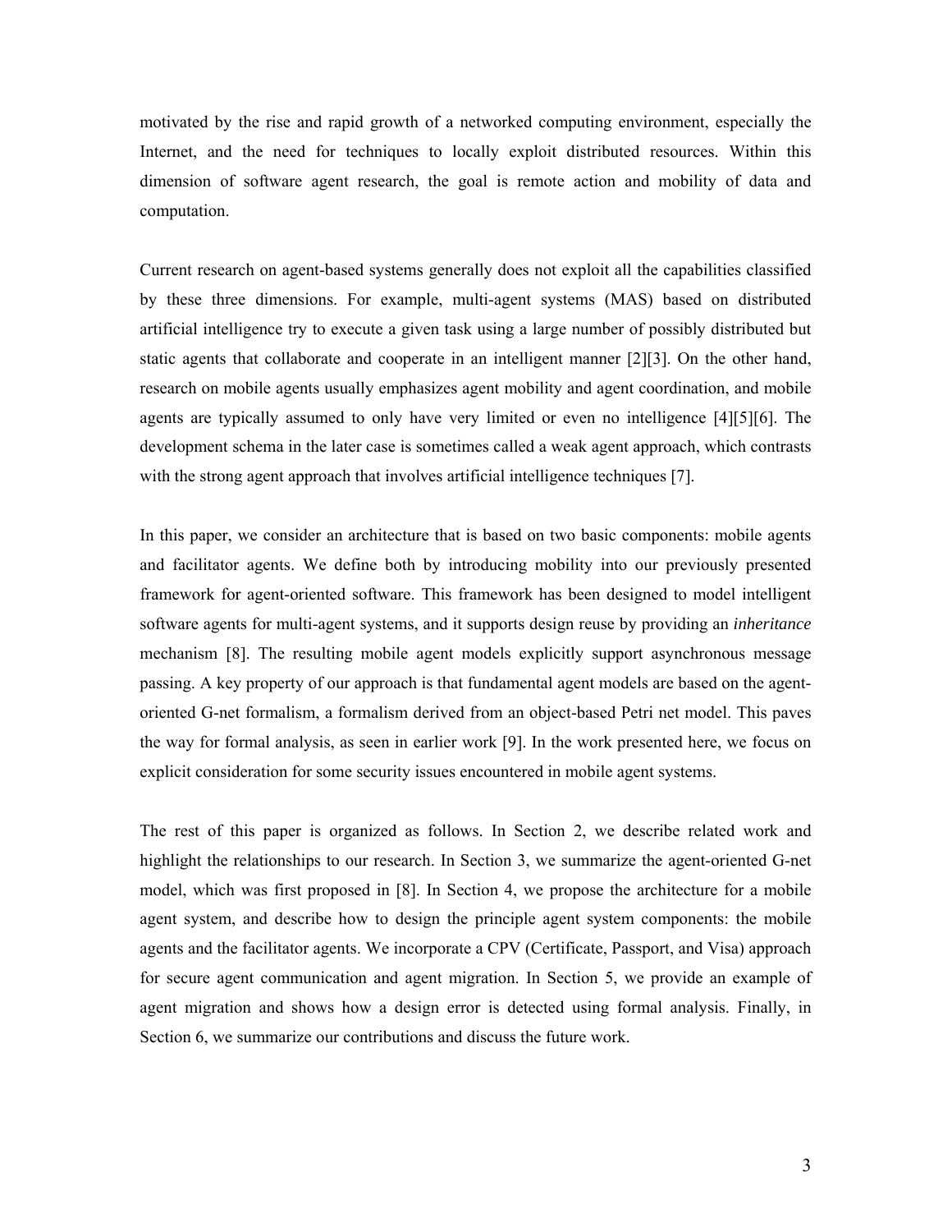motivated by the rise and rapid growth of a networked computing environment, especially the Internet, and the need for techniques to locally exploit distributed resources. Within this dimension of software agent research, the goal is remote action and mobility of data and computation.

Current research on agent-based systems generally does not exploit all the capabilities classified by these three dimensions. For example, multi-agent systems (MAS) based on distributed artificial intelligence try to execute a given task using a large number of possibly distributed but static agents that collaborate and cooperate in an intelligent manner [2][3]. On the other hand, research on mobile agents usually emphasizes agent mobility and agent coordination, and mobile agents are typically assumed to only have very limited or even no intelligence [4][5][6]. The development schema in the later case is sometimes called a weak agent approach, which contrasts with the strong agent approach that involves artificial intelligence techniques [7].

In this paper, we consider an architecture that is based on two basic components: mobile agents and facilitator agents. We define both by introducing mobility into our previously presented framework for agent-oriented software. This framework has been designed to model intelligent software agents for multi-agent systems, and it supports design reuse by providing an *inheritance* mechanism [8]. The resulting mobile agent models explicitly support asynchronous message passing. A key property of our approach is that fundamental agent models are based on the agent-oriented G-net formalism, a formalism derived from an object-based Petri net model. This paves the way for formal analysis, as seen in earlier work [9]. In the work presented here, we focus on explicit consideration for some security issues encountered in mobile agent systems.

The rest of this paper is organized as follows. In Section 2, we describe related work and highlight the relationships to our research. In Section 3, we summarize the agent-oriented G-net model, which was first proposed in [8]. In Section 4, we propose the architecture for a mobile agent system, and describe how to design the principle agent system components: the mobile agents and the facilitator agents. We incorporate a CPV (Certificate, Passport, and Visa) approach for secure agent communication and agent migration. In Section 5, we provide an example of agent migration and shows how a design error is detected using formal analysis. Finally, in Section 6, we summarize our contributions and discuss the future work.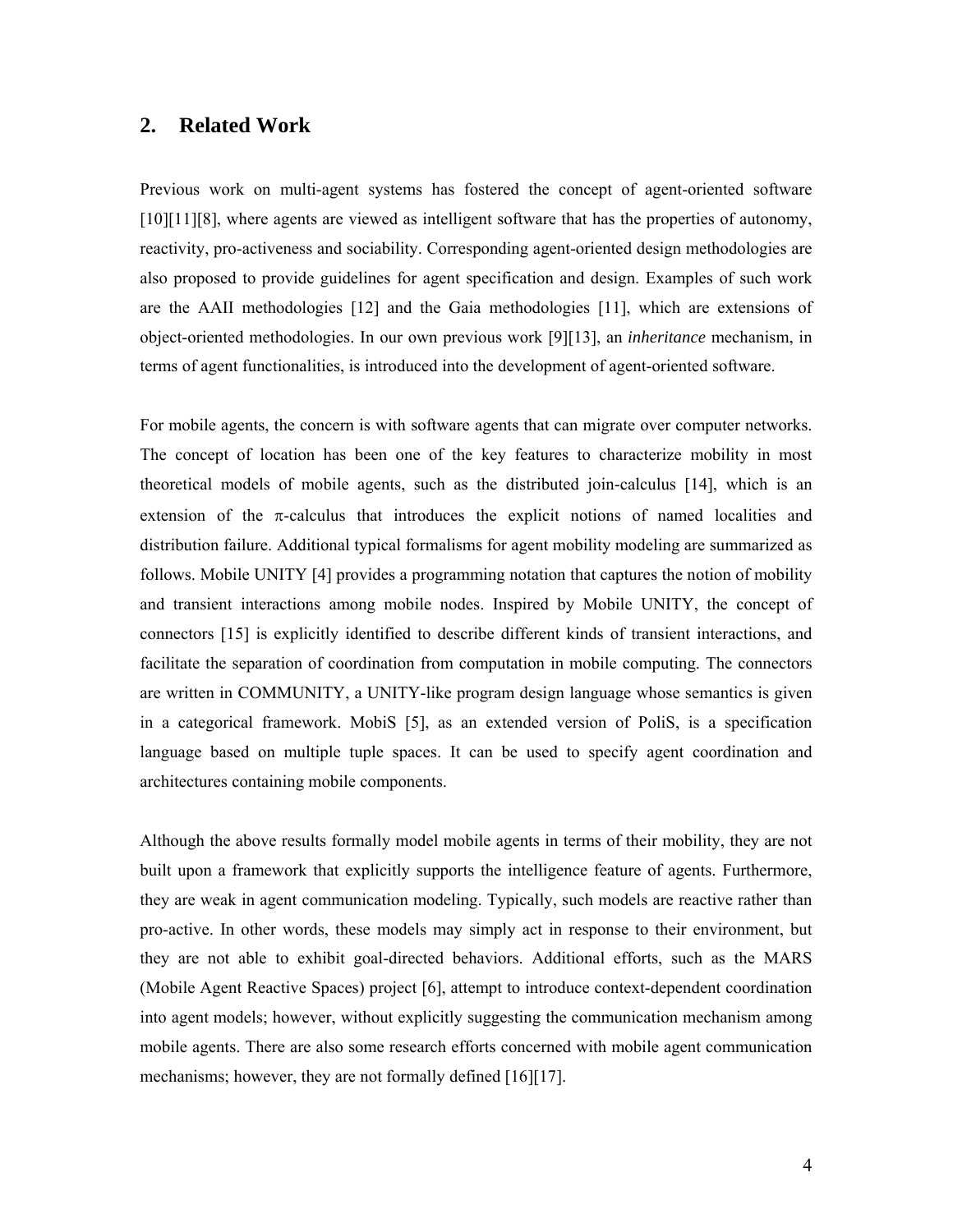## 2. Related Work

Previous work on multi-agent systems has fostered the concept of agent-oriented software [10][11][8], where agents are viewed as intelligent software that has the properties of autonomy, reactivity, pro-activeness and sociability. Corresponding agent-oriented design methodologies are also proposed to provide guidelines for agent specification and design. Examples of such work are the AAII methodologies [12] and the Gaia methodologies [11], which are extensions of object-oriented methodologies. In our own previous work [9][13], an *inheritance* mechanism, in terms of agent functionalities, is introduced into the development of agent-oriented software.

For mobile agents, the concern is with software agents that can migrate over computer networks. The concept of location has been one of the key features to characterize mobility in most theoretical models of mobile agents, such as the distributed join-calculus [14], which is an extension of the $\pi$-calculus that introduces the explicit notions of named localities and distribution failure. Additional typical formalisms for agent mobility modeling are summarized as follows. Mobile UNITY [4] provides a programming notation that captures the notion of mobility and transient interactions among mobile nodes. Inspired by Mobile UNITY, the concept of connectors [15] is explicitly identified to describe different kinds of transient interactions, and facilitate the separation of coordination from computation in mobile computing. The connectors are written in COMMUNITY, a UNITY-like program design language whose semantics is given in a categorical framework. MobiS [5], as an extended version of PoliS, is a specification language based on multiple tuple spaces. It can be used to specify agent coordination and architectures containing mobile components.

Although the above results formally model mobile agents in terms of their mobility, they are not built upon a framework that explicitly supports the intelligence feature of agents. Furthermore, they are weak in agent communication modeling. Typically, such models are reactive rather than pro-active. In other words, these models may simply act in response to their environment, but they are not able to exhibit goal-directed behaviors. Additional efforts, such as the MARS (Mobile Agent Reactive Spaces) project [6], attempt to introduce context-dependent coordination into agent models; however, without explicitly suggesting the communication mechanism among mobile agents. There are also some research efforts concerned with mobile agent communication mechanisms; however, they are not formally defined [16][17].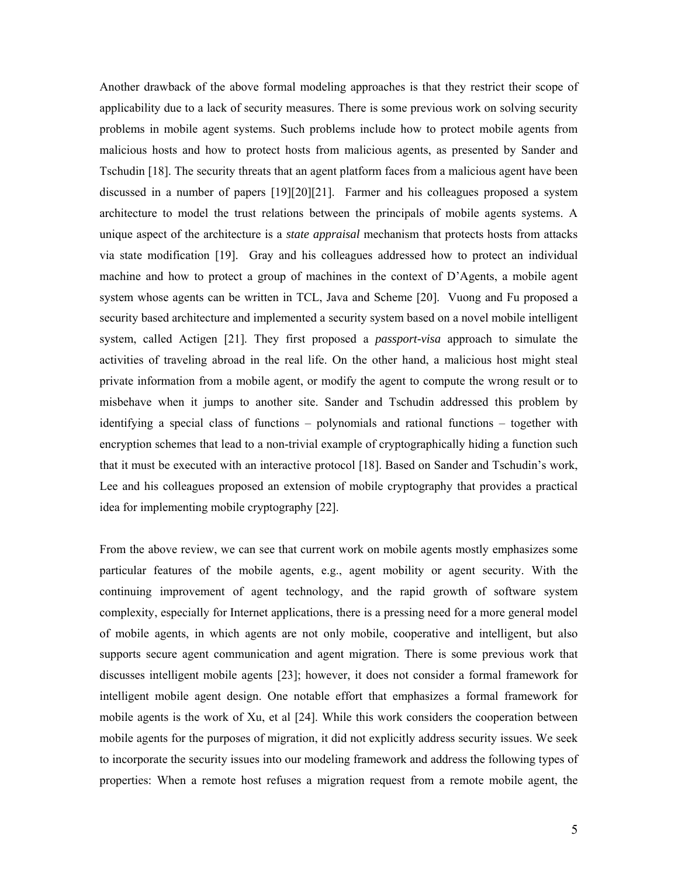Another drawback of the above formal modeling approaches is that they restrict their scope of applicability due to a lack of security measures. There is some previous work on solving security problems in mobile agent systems. Such problems include how to protect mobile agents from malicious hosts and how to protect hosts from malicious agents, as presented by Sander and Tschudin [18]. The security threats that an agent platform faces from a malicious agent have been discussed in a number of papers [19][20][21]. Farmer and his colleagues proposed a system architecture to model the trust relations between the principals of mobile agents systems. A unique aspect of the architecture is a *state appraisal* mechanism that protects hosts from attacks via state modification [19]. Gray and his colleagues addressed how to protect an individual machine and how to protect a group of machines in the context of D'Agents, a mobile agent system whose agents can be written in TCL, Java and Scheme [20]. Vuong and Fu proposed a security based architecture and implemented a security system based on a novel mobile intelligent system, called Actigen [21]. They first proposed a *passport-visa* approach to simulate the activities of traveling abroad in the real life. On the other hand, a malicious host might steal private information from a mobile agent, or modify the agent to compute the wrong result or to misbehave when it jumps to another site. Sander and Tschudin addressed this problem by identifying a special class of functions – polynomials and rational functions – together with encryption schemes that lead to a non-trivial example of cryptographically hiding a function such that it must be executed with an interactive protocol [18]. Based on Sander and Tschudin's work, Lee and his colleagues proposed an extension of mobile cryptography that provides a practical idea for implementing mobile cryptography [22].

From the above review, we can see that current work on mobile agents mostly emphasizes some particular features of the mobile agents, e.g., agent mobility or agent security. With the continuing improvement of agent technology, and the rapid growth of software system complexity, especially for Internet applications, there is a pressing need for a more general model of mobile agents, in which agents are not only mobile, cooperative and intelligent, but also supports secure agent communication and agent migration. There is some previous work that discusses intelligent mobile agents [23]; however, it does not consider a formal framework for intelligent mobile agent design. One notable effort that emphasizes a formal framework for mobile agents is the work of Xu, et al [24]. While this work considers the cooperation between mobile agents for the purposes of migration, it did not explicitly address security issues. We seek to incorporate the security issues into our modeling framework and address the following types of properties: When a remote host refuses a migration request from a remote mobile agent, the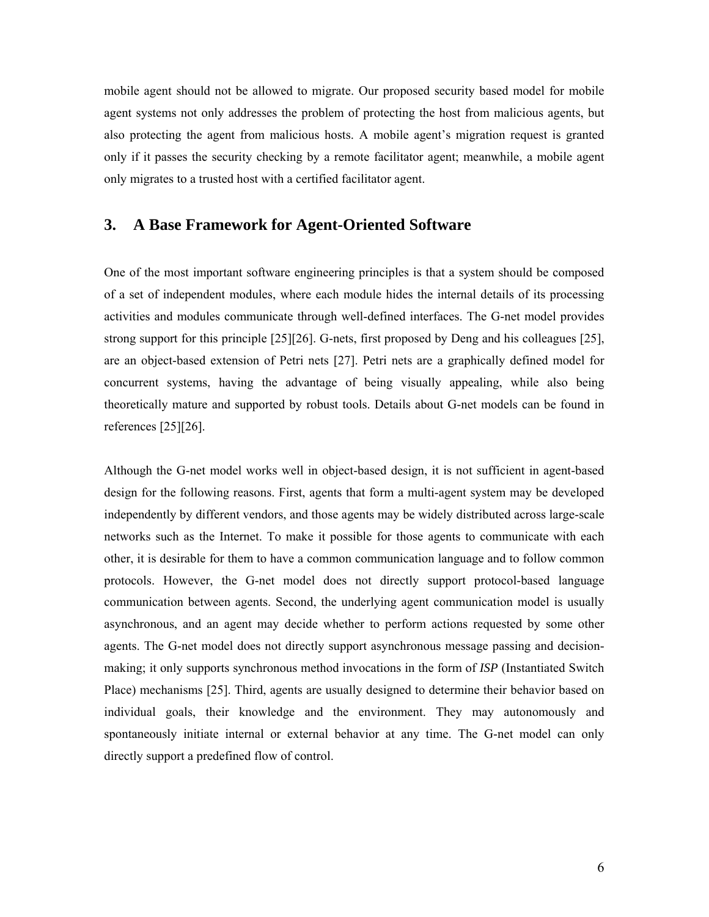mobile agent should not be allowed to migrate. Our proposed security based model for mobile agent systems not only addresses the problem of protecting the host from malicious agents, but also protecting the agent from malicious hosts. A mobile agent's migration request is granted only if it passes the security checking by a remote facilitator agent; meanwhile, a mobile agent only migrates to a trusted host with a certified facilitator agent.

## 3. A Base Framework for Agent-Oriented Software

One of the most important software engineering principles is that a system should be composed of a set of independent modules, where each module hides the internal details of its processing activities and modules communicate through well-defined interfaces. The G-net model provides strong support for this principle [25][26]. G-nets, first proposed by Deng and his colleagues [25], are an object-based extension of Petri nets [27]. Petri nets are a graphically defined model for concurrent systems, having the advantage of being visually appealing, while also being theoretically mature and supported by robust tools. Details about G-net models can be found in references [25][26].

Although the G-net model works well in object-based design, it is not sufficient in agent-based design for the following reasons. First, agents that form a multi-agent system may be developed independently by different vendors, and those agents may be widely distributed across large-scale networks such as the Internet. To make it possible for those agents to communicate with each other, it is desirable for them to have a common communication language and to follow common protocols. However, the G-net model does not directly support protocol-based language communication between agents. Second, the underlying agent communication model is usually asynchronous, and an agent may decide whether to perform actions requested by some other agents. The G-net model does not directly support asynchronous message passing and decision-making; it only supports synchronous method invocations in the form of *ISP* (Instantiated Switch Place) mechanisms [25]. Third, agents are usually designed to determine their behavior based on individual goals, their knowledge and the environment. They may autonomously and spontaneously initiate internal or external behavior at any time. The G-net model can only directly support a predefined flow of control.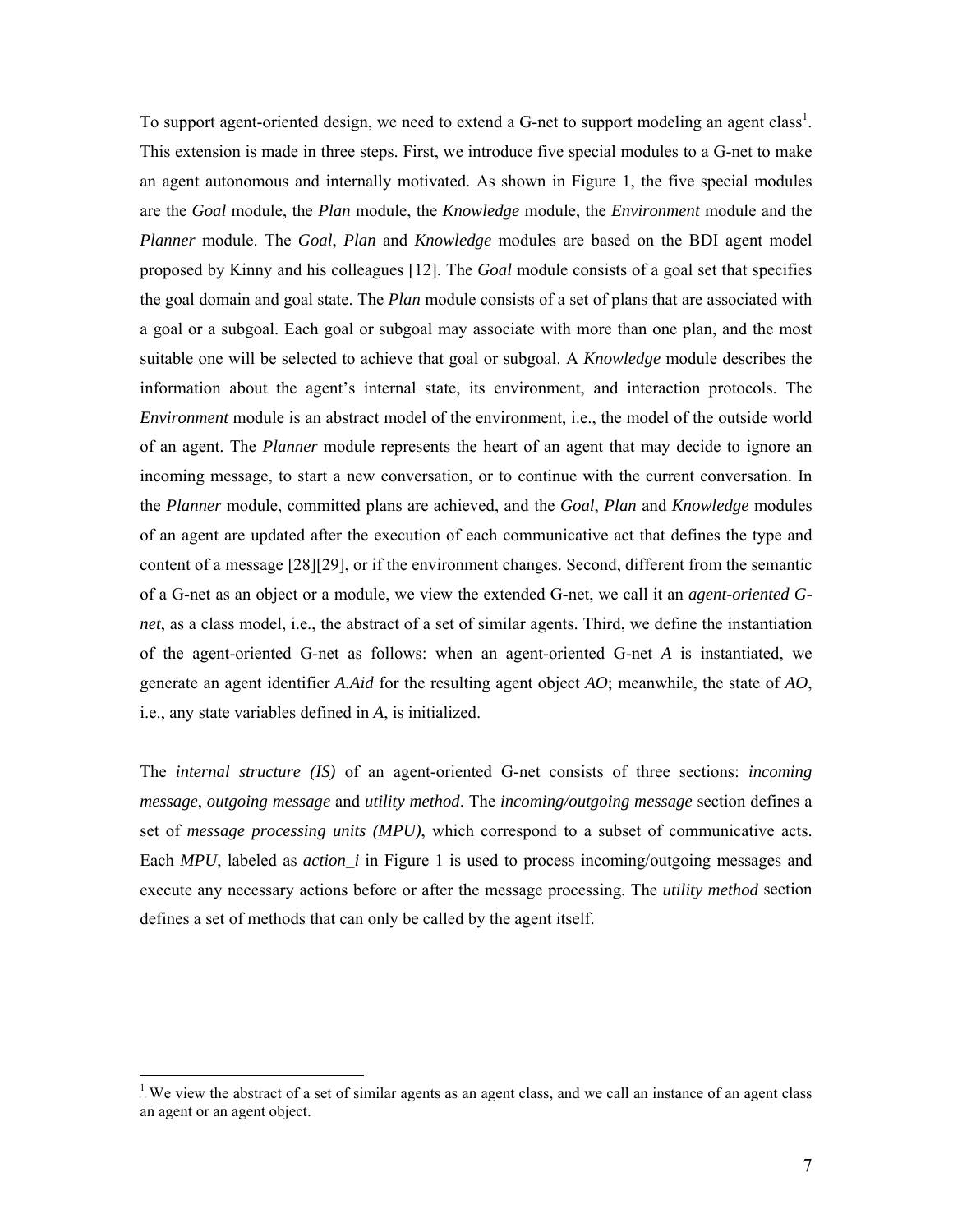To support agent-oriented design, we need to extend a G-net to support modeling an agent class[1]. This extension is made in three steps. First, we introduce five special modules to a G-net to make an agent autonomous and internally motivated. As shown in Figure 1, the five special modules are the *Goal* module, the *Plan* module, the *Knowledge* module, the *Environment* module and the *Planner* module. The *Goal*, *Plan* and *Knowledge* modules are based on the BDI agent model proposed by Kinny and his colleagues [12]. The *Goal* module consists of a goal set that specifies the goal domain and goal state. The *Plan* module consists of a set of plans that are associated with a goal or a subgoal. Each goal or subgoal may associate with more than one plan, and the most suitable one will be selected to achieve that goal or subgoal. A *Knowledge* module describes the information about the agent's internal state, its environment, and interaction protocols. The *Environment* module is an abstract model of the environment, i.e., the model of the outside world of an agent. The *Planner* module represents the heart of an agent that may decide to ignore an incoming message, to start a new conversation, or to continue with the current conversation. In the *Planner* module, committed plans are achieved, and the *Goal*, *Plan* and *Knowledge* modules of an agent are updated after the execution of each communicative act that defines the type and content of a message [28][29], or if the environment changes. Second, different from the semantic of a G-net as an object or a module, we view the extended G-net, we call it an *agent-oriented G-net*, as a class model, i.e., the abstract of a set of similar agents. Third, we define the instantiation of the agent-oriented G-net as follows: when an agent-oriented G-net *A* is instantiated, we generate an agent identifier *A.Aid* for the resulting agent object *AO*; meanwhile, the state of *AO*, i.e., any state variables defined in *A*, is initialized.

The *internal structure (IS)* of an agent-oriented G-net consists of three sections: *incoming message*, *outgoing message* and *utility method*. The *incoming/outgoing message* section defines a set of *message processing units (MPU)*, which correspond to a subset of communicative acts. Each *MPU*, labeled as *action_i* in Figure 1 is used to process incoming/outgoing messages and execute any necessary actions before or after the message processing. The *utility method* section defines a set of methods that can only be called by the agent itself.

---

[1] We view the abstract of a set of similar agents as an agent class, and we call an instance of an agent class an agent or an agent object.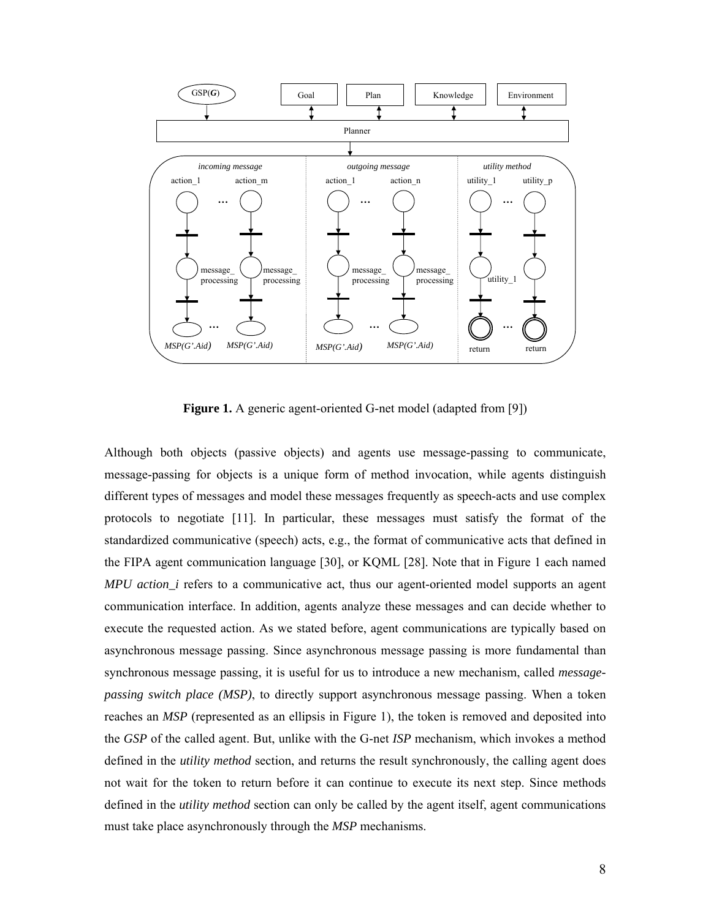**Figure 1.** A generic agent-oriented G-net model (adapted from [9])

Although both objects (passive objects) and agents use message-passing to communicate, message-passing for objects is a unique form of method invocation, while agents distinguish different types of messages and model these messages frequently as speech-acts and use complex protocols to negotiate [11]. In particular, these messages must satisfy the format of the standardized communicative (speech) acts, e.g., the format of communicative acts that defined in the FIPA agent communication language [30], or KQML [28]. Note that in Figure 1 each named *MPU action_i* refers to a communicative act, thus our agent-oriented model supports an agent communication interface. In addition, agents analyze these messages and can decide whether to execute the requested action. As we stated before, agent communications are typically based on asynchronous message passing. Since asynchronous message passing is more fundamental than synchronous message passing, it is useful for us to introduce a new mechanism, called *message-passing switch place (MSP)*, to directly support asynchronous message passing. When a token reaches an *MSP* (represented as an ellipsis in Figure 1), the token is removed and deposited into the *GSP* of the called agent. But, unlike with the G-net *ISP* mechanism, which invokes a method defined in the *utility method* section, and returns the result synchronously, the calling agent does not wait for the token to return before it can continue to execute its next step. Since methods defined in the *utility method* section can only be called by the agent itself, agent communications must take place asynchronously through the *MSP* mechanisms.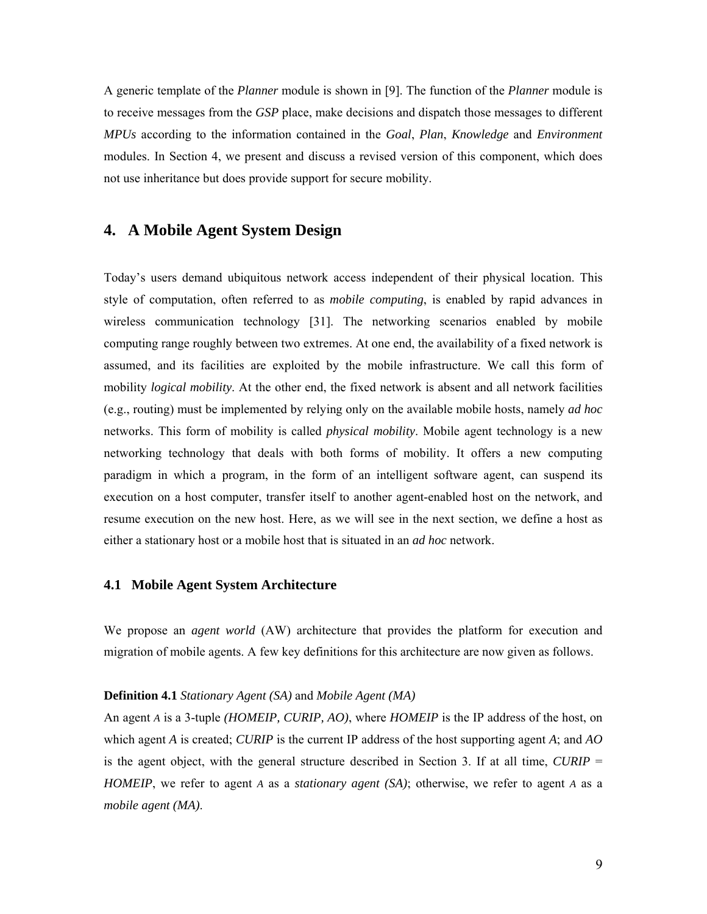A generic template of the *Planner* module is shown in [9]. The function of the *Planner* module is to receive messages from the *GSP* place, make decisions and dispatch those messages to different *MPUs* according to the information contained in the *Goal*, *Plan*, *Knowledge* and *Environment* modules. In Section 4, we present and discuss a revised version of this component, which does not use inheritance but does provide support for secure mobility.

## 4. A Mobile Agent System Design

Today's users demand ubiquitous network access independent of their physical location. This style of computation, often referred to as *mobile computing*, is enabled by rapid advances in wireless communication technology [31]. The networking scenarios enabled by mobile computing range roughly between two extremes. At one end, the availability of a fixed network is assumed, and its facilities are exploited by the mobile infrastructure. We call this form of mobility *logical mobility*. At the other end, the fixed network is absent and all network facilities (e.g., routing) must be implemented by relying only on the available mobile hosts, namely *ad hoc* networks. This form of mobility is called *physical mobility*. Mobile agent technology is a new networking technology that deals with both forms of mobility. It offers a new computing paradigm in which a program, in the form of an intelligent software agent, can suspend its execution on a host computer, transfer itself to another agent-enabled host on the network, and resume execution on the new host. Here, as we will see in the next section, we define a host as either a stationary host or a mobile host that is situated in an *ad hoc* network.

### 4.1 Mobile Agent System Architecture

We propose an *agent world* (AW) architecture that provides the platform for execution and migration of mobile agents. A few key definitions for this architecture are now given as follows.

**Definition 4.1** *Stationary Agent (SA)* and *Mobile Agent (MA)*
An agent *A* is a 3-tuple *(HOMEIP, CURIP, AO)*, where *HOMEIP* is the IP address of the host, on which agent *A* is created; *CURIP* is the current IP address of the host supporting agent *A*; and *AO* is the agent object, with the general structure described in Section 3. If at all time, *CURIP* = *HOMEIP*, we refer to agent *A* as a *stationary agent (SA)*; otherwise, we refer to agent *A* as a *mobile agent (MA)*.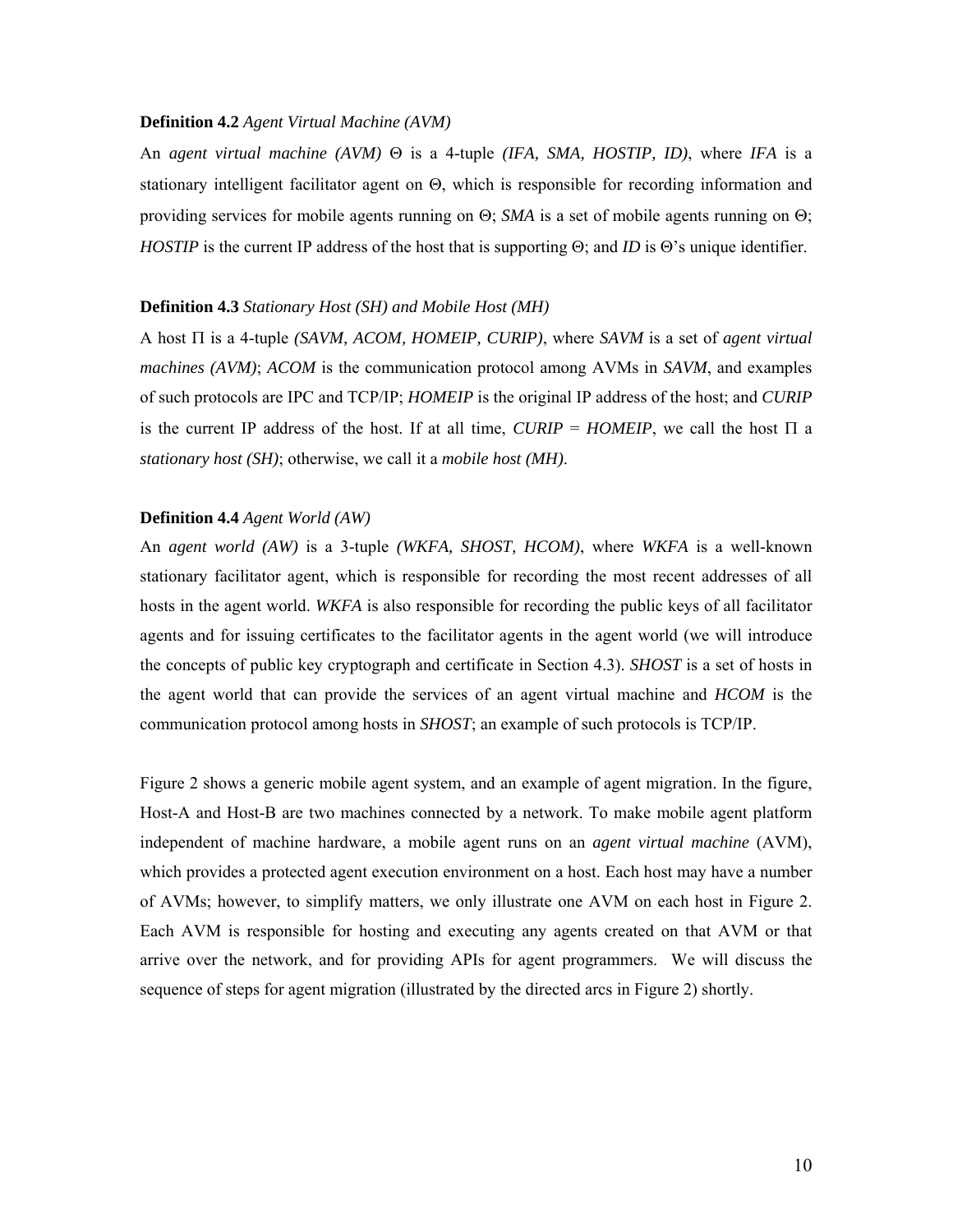**Definition 4.2** *Agent Virtual Machine (AVM)*

An *agent virtual machine (AVM)* $\Theta$ is a 4-tuple *(IFA, SMA, HOSTIP, ID)*, where *IFA* is a stationary intelligent facilitator agent on $\Theta$, which is responsible for recording information and providing services for mobile agents running on $\Theta$; *SMA* is a set of mobile agents running on $\Theta$; *HOSTIP* is the current IP address of the host that is supporting $\Theta$; and *ID* is $\Theta$'s unique identifier.

**Definition 4.3** *Stationary Host (SH) and Mobile Host (MH)*

A host $\Pi$ is a 4-tuple *(SAVM, ACOM, HOMEIP, CURIP)*, where *SAVM* is a set of *agent virtual machines (AVM)*; *ACOM* is the communication protocol among AVMs in *SAVM*, and examples of such protocols are IPC and TCP/IP; *HOMEIP* is the original IP address of the host; and *CURIP* is the current IP address of the host. If at all time, *CURIP* = *HOMEIP*, we call the host $\Pi$ a *stationary host (SH)*; otherwise, we call it a *mobile host (MH)*.

**Definition 4.4** *Agent World (AW)*

An *agent world (AW)* is a 3-tuple *(WKFA, SHOST, HCOM)*, where *WKFA* is a well-known stationary facilitator agent, which is responsible for recording the most recent addresses of all hosts in the agent world. *WKFA* is also responsible for recording the public keys of all facilitator agents and for issuing certificates to the facilitator agents in the agent world (we will introduce the concepts of public key cryptograph and certificate in Section 4.3). *SHOST* is a set of hosts in the agent world that can provide the services of an agent virtual machine and *HCOM* is the communication protocol among hosts in *SHOST*; an example of such protocols is TCP/IP.

Figure 2 shows a generic mobile agent system, and an example of agent migration. In the figure, Host-A and Host-B are two machines connected by a network. To make mobile agent platform independent of machine hardware, a mobile agent runs on an *agent virtual machine* (AVM), which provides a protected agent execution environment on a host. Each host may have a number of AVMs; however, to simplify matters, we only illustrate one AVM on each host in Figure 2. Each AVM is responsible for hosting and executing any agents created on that AVM or that arrive over the network, and for providing APIs for agent programmers. We will discuss the sequence of steps for agent migration (illustrated by the directed arcs in Figure 2) shortly.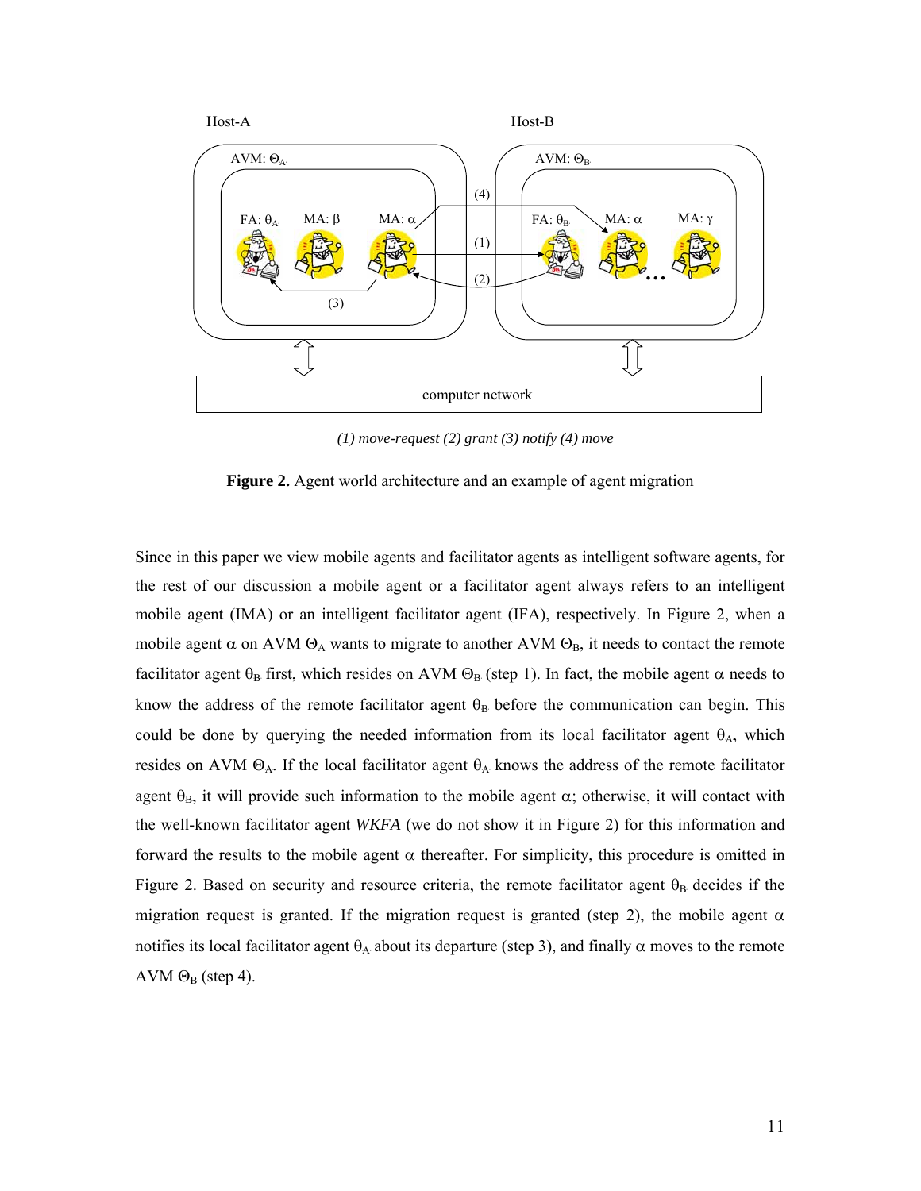*(1) move-request (2) grant (3) notify (4) move*

**Figure 2.** Agent world architecture and an example of agent migration

Since in this paper we view mobile agents and facilitator agents as intelligent software agents, for the rest of our discussion a mobile agent or a facilitator agent always refers to an intelligent mobile agent (IMA) or an intelligent facilitator agent (IFA), respectively. In Figure 2, when a mobile agent $\alpha$ on AVM $\Theta_A$ wants to migrate to another AVM $\Theta_B$, it needs to contact the remote facilitator agent $\theta_B$ first, which resides on AVM $\Theta_B$ (step 1). In fact, the mobile agent $\alpha$ needs to know the address of the remote facilitator agent $\theta_B$ before the communication can begin. This could be done by querying the needed information from its local facilitator agent $\theta_A$, which resides on AVM $\Theta_A$. If the local facilitator agent $\theta_A$ knows the address of the remote facilitator agent $\theta_B$, it will provide such information to the mobile agent $\alpha$; otherwise, it will contact with the well-known facilitator agent *WKFA* (we do not show it in Figure 2) for this information and forward the results to the mobile agent $\alpha$ thereafter. For simplicity, this procedure is omitted in Figure 2. Based on security and resource criteria, the remote facilitator agent $\theta_B$ decides if the migration request is granted. If the migration request is granted (step 2), the mobile agent $\alpha$ notifies its local facilitator agent $\theta_A$ about its departure (step 3), and finally $\alpha$ moves to the remote AVM $\Theta_B$ (step 4).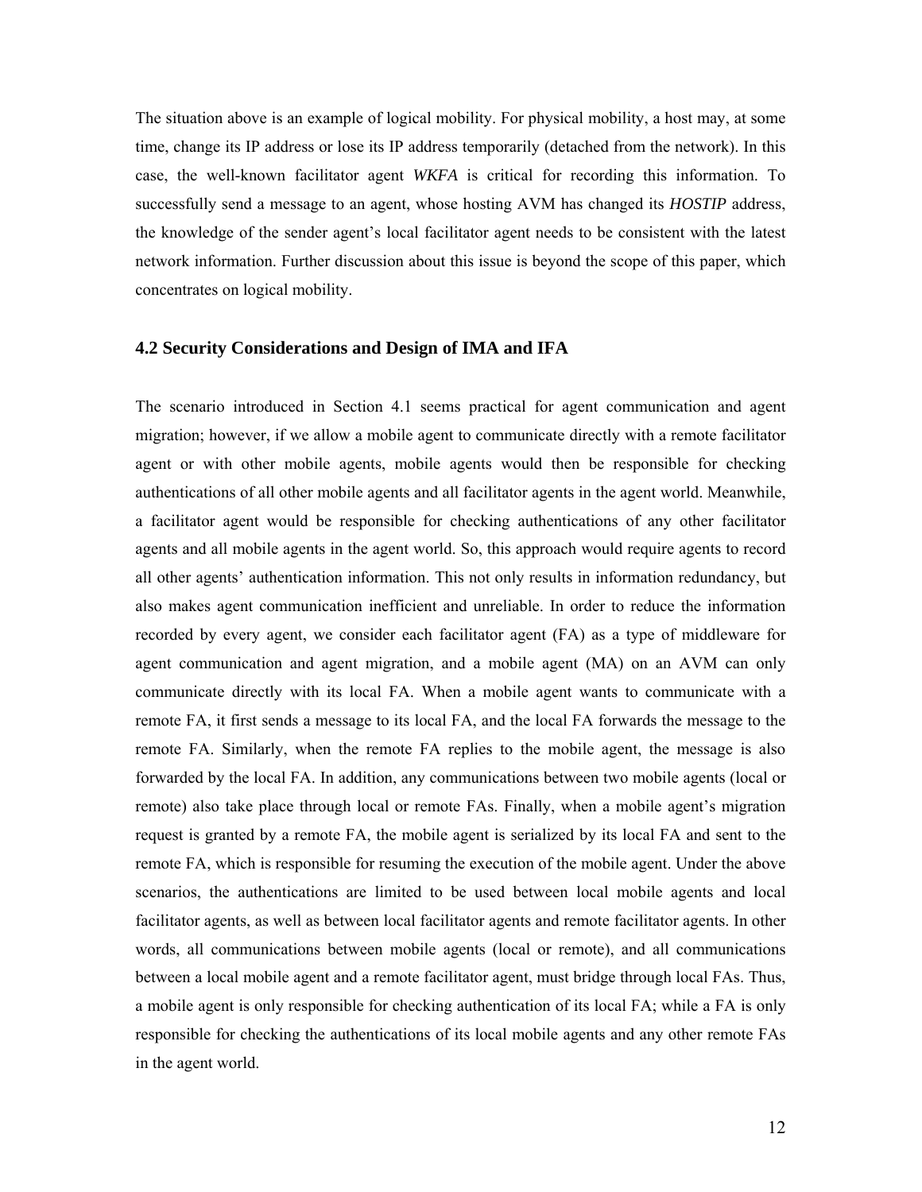The situation above is an example of logical mobility. For physical mobility, a host may, at some time, change its IP address or lose its IP address temporarily (detached from the network). In this case, the well-known facilitator agent *WKFA* is critical for recording this information. To successfully send a message to an agent, whose hosting AVM has changed its *HOSTIP* address, the knowledge of the sender agent's local facilitator agent needs to be consistent with the latest network information. Further discussion about this issue is beyond the scope of this paper, which concentrates on logical mobility.

### 4.2 Security Considerations and Design of IMA and IFA

The scenario introduced in Section 4.1 seems practical for agent communication and agent migration; however, if we allow a mobile agent to communicate directly with a remote facilitator agent or with other mobile agents, mobile agents would then be responsible for checking authentications of all other mobile agents and all facilitator agents in the agent world. Meanwhile, a facilitator agent would be responsible for checking authentications of any other facilitator agents and all mobile agents in the agent world. So, this approach would require agents to record all other agents' authentication information. This not only results in information redundancy, but also makes agent communication inefficient and unreliable. In order to reduce the information recorded by every agent, we consider each facilitator agent (FA) as a type of middleware for agent communication and agent migration, and a mobile agent (MA) on an AVM can only communicate directly with its local FA. When a mobile agent wants to communicate with a remote FA, it first sends a message to its local FA, and the local FA forwards the message to the remote FA. Similarly, when the remote FA replies to the mobile agent, the message is also forwarded by the local FA. In addition, any communications between two mobile agents (local or remote) also take place through local or remote FAs. Finally, when a mobile agent's migration request is granted by a remote FA, the mobile agent is serialized by its local FA and sent to the remote FA, which is responsible for resuming the execution of the mobile agent. Under the above scenarios, the authentications are limited to be used between local mobile agents and local facilitator agents, as well as between local facilitator agents and remote facilitator agents. In other words, all communications between mobile agents (local or remote), and all communications between a local mobile agent and a remote facilitator agent, must bridge through local FAs. Thus, a mobile agent is only responsible for checking authentication of its local FA; while a FA is only responsible for checking the authentications of its local mobile agents and any other remote FAs in the agent world.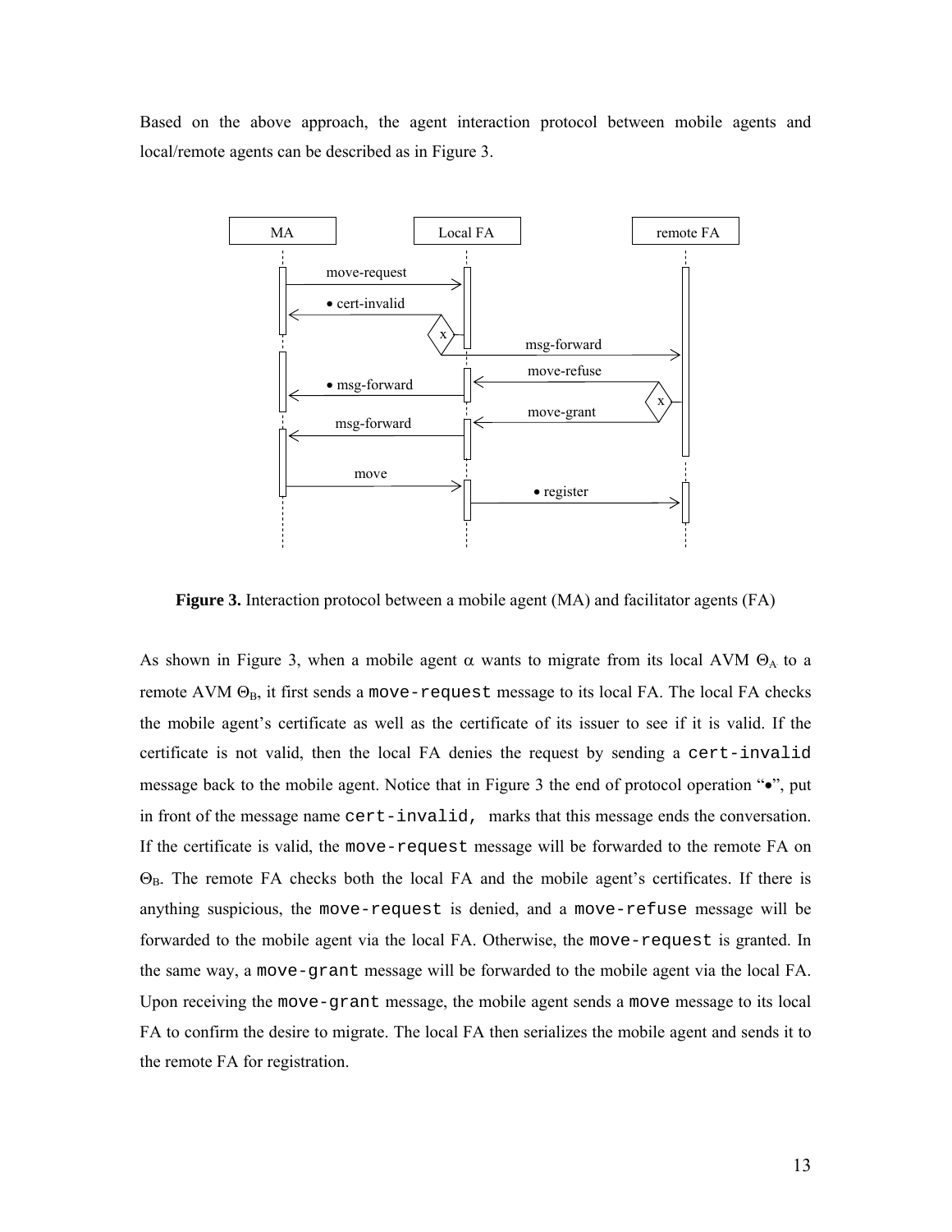Based on the above approach, the agent interaction protocol between mobile agents and local/remote agents can be described as in Figure 3.

**Figure 3.** Interaction protocol between a mobile agent (MA) and facilitator agents (FA)

As shown in Figure 3, when a mobile agent $\alpha$ wants to migrate from its local AVM $\Theta_A$ to a remote AVM $\Theta_B$, it first sends a `move-request` message to its local FA. The local FA checks the mobile agent's certificate as well as the certificate of its issuer to see if it is valid. If the certificate is not valid, then the local FA denies the request by sending a `cert-invalid` message back to the mobile agent. Notice that in Figure 3 the end of protocol operation "•", put in front of the message name `cert-invalid,` marks that this message ends the conversation. If the certificate is valid, the `move-request` message will be forwarded to the remote FA on $\Theta_B$. The remote FA checks both the local FA and the mobile agent's certificates. If there is anything suspicious, the `move-request` is denied, and a `move-refuse` message will be forwarded to the mobile agent via the local FA. Otherwise, the `move-request` is granted. In the same way, a `move-grant` message will be forwarded to the mobile agent via the local FA. Upon receiving the `move-grant` message, the mobile agent sends a `move` message to its local FA to confirm the desire to migrate. The local FA then serializes the mobile agent and sends it to the remote FA for registration.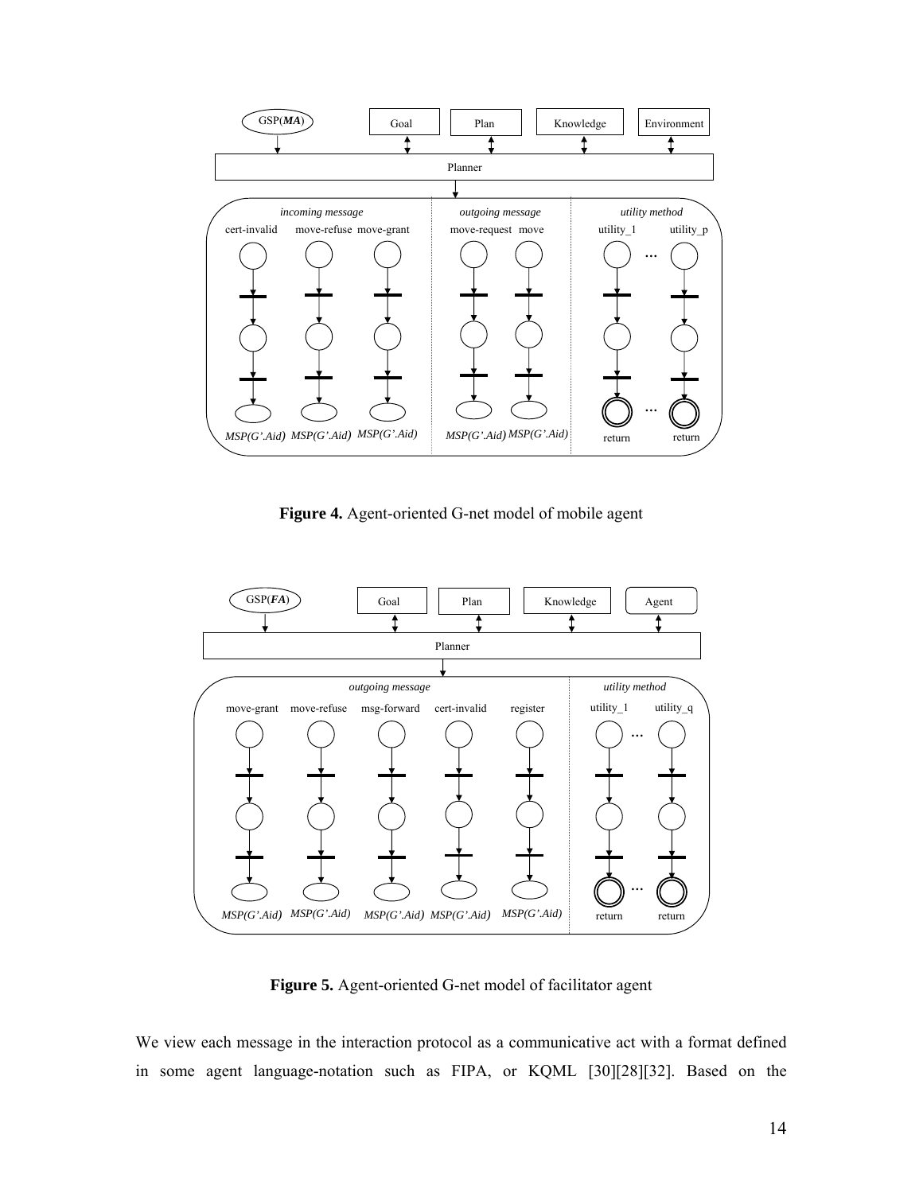**Figure 4.** Agent-oriented G-net model of mobile agent

**Figure 5.** Agent-oriented G-net model of facilitator agent

We view each message in the interaction protocol as a communicative act with a format defined in some agent language-notation such as FIPA, or KQML [30][28][32]. Based on the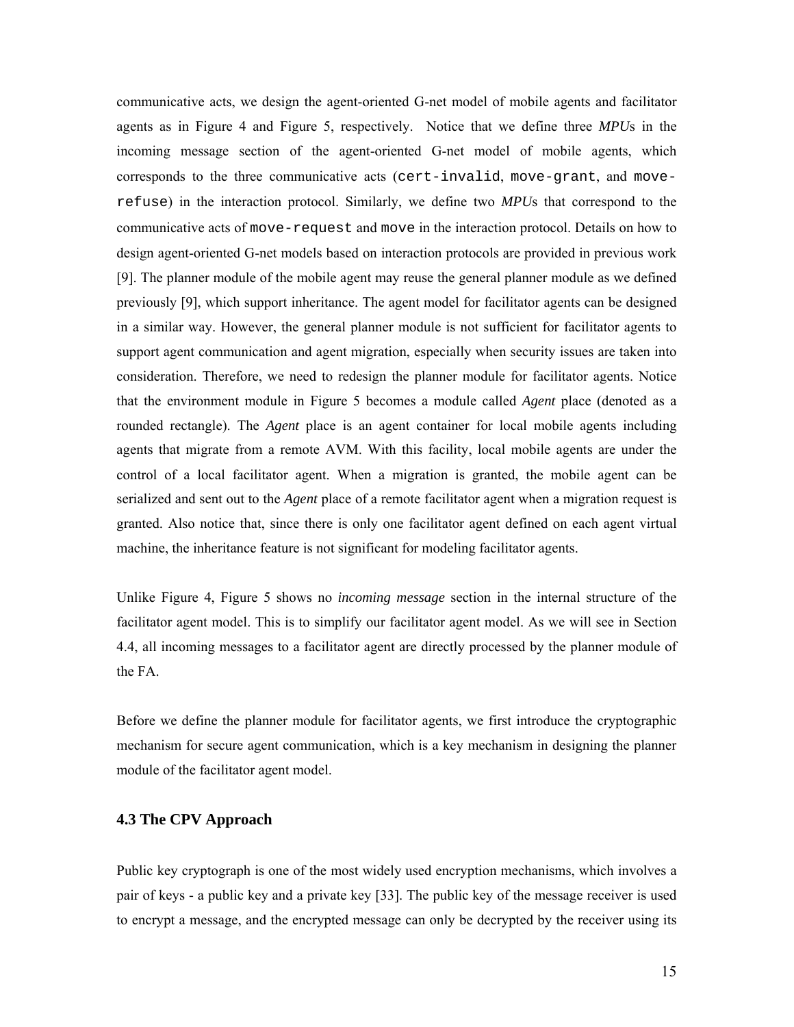communicative acts, we design the agent-oriented G-net model of mobile agents and facilitator agents as in Figure 4 and Figure 5, respectively. Notice that we define three *MPU*s in the incoming message section of the agent-oriented G-net model of mobile agents, which corresponds to the three communicative acts (`cert-invalid`, `move-grant`, and `move-refuse`) in the interaction protocol. Similarly, we define two *MPU*s that correspond to the communicative acts of `move-request` and `move` in the interaction protocol. Details on how to design agent-oriented G-net models based on interaction protocols are provided in previous work [9]. The planner module of the mobile agent may reuse the general planner module as we defined previously [9], which support inheritance. The agent model for facilitator agents can be designed in a similar way. However, the general planner module is not sufficient for facilitator agents to support agent communication and agent migration, especially when security issues are taken into consideration. Therefore, we need to redesign the planner module for facilitator agents. Notice that the environment module in Figure 5 becomes a module called *Agent* place (denoted as a rounded rectangle). The *Agent* place is an agent container for local mobile agents including agents that migrate from a remote AVM. With this facility, local mobile agents are under the control of a local facilitator agent. When a migration is granted, the mobile agent can be serialized and sent out to the *Agent* place of a remote facilitator agent when a migration request is granted. Also notice that, since there is only one facilitator agent defined on each agent virtual machine, the inheritance feature is not significant for modeling facilitator agents.

Unlike Figure 4, Figure 5 shows no *incoming message* section in the internal structure of the facilitator agent model. This is to simplify our facilitator agent model. As we will see in Section 4.4, all incoming messages to a facilitator agent are directly processed by the planner module of the FA.

Before we define the planner module for facilitator agents, we first introduce the cryptographic mechanism for secure agent communication, which is a key mechanism in designing the planner module of the facilitator agent model.

### 4.3 The CPV Approach

Public key cryptograph is one of the most widely used encryption mechanisms, which involves a pair of keys - a public key and a private key [33]. The public key of the message receiver is used to encrypt a message, and the encrypted message can only be decrypted by the receiver using its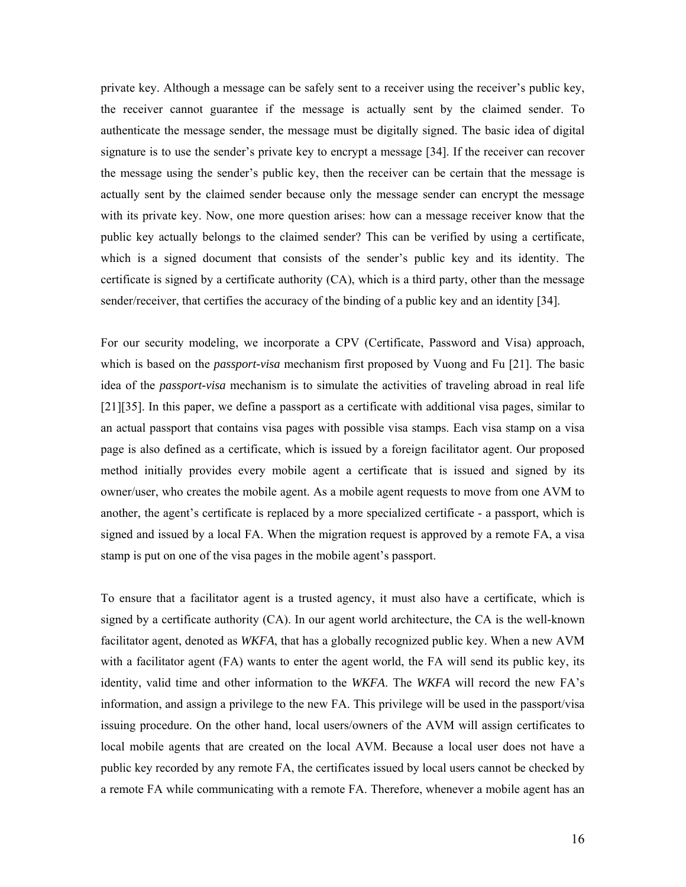private key. Although a message can be safely sent to a receiver using the receiver's public key, the receiver cannot guarantee if the message is actually sent by the claimed sender. To authenticate the message sender, the message must be digitally signed. The basic idea of digital signature is to use the sender's private key to encrypt a message [34]. If the receiver can recover the message using the sender's public key, then the receiver can be certain that the message is actually sent by the claimed sender because only the message sender can encrypt the message with its private key. Now, one more question arises: how can a message receiver know that the public key actually belongs to the claimed sender? This can be verified by using a certificate, which is a signed document that consists of the sender's public key and its identity. The certificate is signed by a certificate authority (CA), which is a third party, other than the message sender/receiver, that certifies the accuracy of the binding of a public key and an identity [34].

For our security modeling, we incorporate a CPV (Certificate, Password and Visa) approach, which is based on the *passport-visa* mechanism first proposed by Vuong and Fu [21]. The basic idea of the *passport-visa* mechanism is to simulate the activities of traveling abroad in real life [21][35]. In this paper, we define a passport as a certificate with additional visa pages, similar to an actual passport that contains visa pages with possible visa stamps. Each visa stamp on a visa page is also defined as a certificate, which is issued by a foreign facilitator agent. Our proposed method initially provides every mobile agent a certificate that is issued and signed by its owner/user, who creates the mobile agent. As a mobile agent requests to move from one AVM to another, the agent's certificate is replaced by a more specialized certificate - a passport, which is signed and issued by a local FA. When the migration request is approved by a remote FA, a visa stamp is put on one of the visa pages in the mobile agent's passport.

To ensure that a facilitator agent is a trusted agency, it must also have a certificate, which is signed by a certificate authority (CA). In our agent world architecture, the CA is the well-known facilitator agent, denoted as *WKFA*, that has a globally recognized public key. When a new AVM with a facilitator agent (FA) wants to enter the agent world, the FA will send its public key, its identity, valid time and other information to the *WKFA*. The *WKFA* will record the new FA's information, and assign a privilege to the new FA. This privilege will be used in the passport/visa issuing procedure. On the other hand, local users/owners of the AVM will assign certificates to local mobile agents that are created on the local AVM. Because a local user does not have a public key recorded by any remote FA, the certificates issued by local users cannot be checked by a remote FA while communicating with a remote FA. Therefore, whenever a mobile agent has an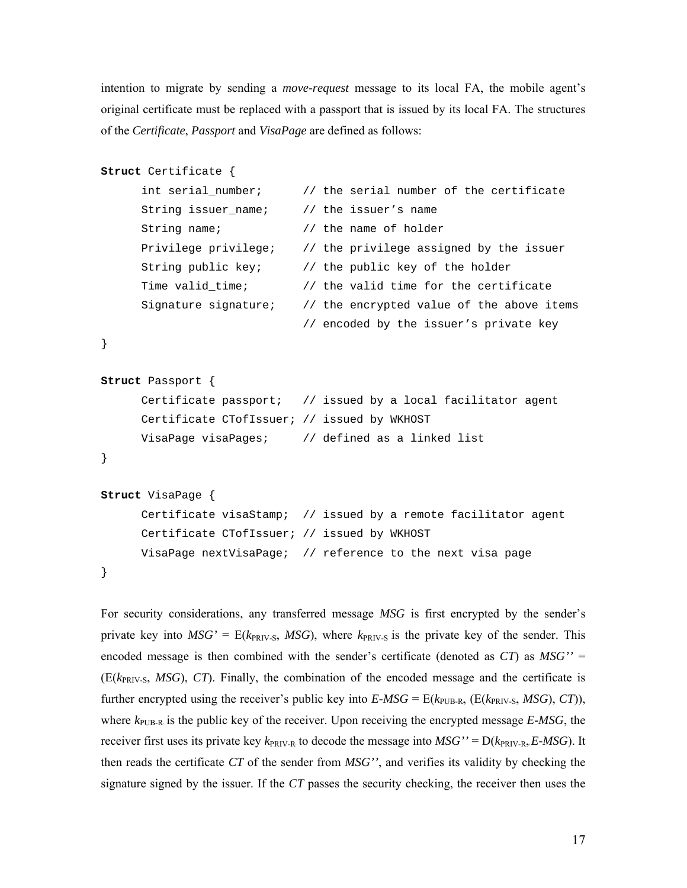intention to migrate by sending a *move-request* message to its local FA, the mobile agent's original certificate must be replaced with a passport that is issued by its local FA. The structures of the *Certificate*, *Passport* and *VisaPage* are defined as follows:

```
Struct Certificate {
      int serial_number;      // the serial number of the certificate
      String issuer_name;     // the issuer's name
      String name;            // the name of holder
      Privilege privilege;    // the privilege assigned by the issuer
      String public key;      // the public key of the holder
      Time valid_time;        // the valid time for the certificate
      Signature signature;    // the encrypted value of the above items
                              // encoded by the issuer's private key
}

Struct Passport {
      Certificate passport;   // issued by a local facilitator agent
      Certificate CTofIssuer; // issued by WKHOST
      VisaPage visaPages;     // defined as a linked list
}

Struct VisaPage {
      Certificate visaStamp;  // issued by a remote facilitator agent
      Certificate CTofIssuer; // issued by WKHOST
      VisaPage nextVisaPage;  // reference to the next visa page
}
```

For security considerations, any transferred message *MSG* is first encrypted by the sender's private key into *MSG'* = E($k_{\text{PRIV-S}}$, *MSG*), where $k_{\text{PRIV-S}}$ is the private key of the sender. This encoded message is then combined with the sender's certificate (denoted as *CT*) as *MSG''* = (E($k_{\text{PRIV-S}}$, *MSG*), *CT*). Finally, the combination of the encoded message and the certificate is further encrypted using the receiver's public key into *E-MSG* = E($k_{\text{PUB-R}}$, (E($k_{\text{PRIV-S}}$, *MSG*), *CT*)), where $k_{\text{PUB-R}}$ is the public key of the receiver. Upon receiving the encrypted message *E-MSG*, the receiver first uses its private key $k_{\text{PRIV-R}}$ to decode the message into *MSG''* = D($k_{\text{PRIV-R}}$, *E-MSG*). It then reads the certificate *CT* of the sender from *MSG''*, and verifies its validity by checking the signature signed by the issuer. If the *CT* passes the security checking, the receiver then uses the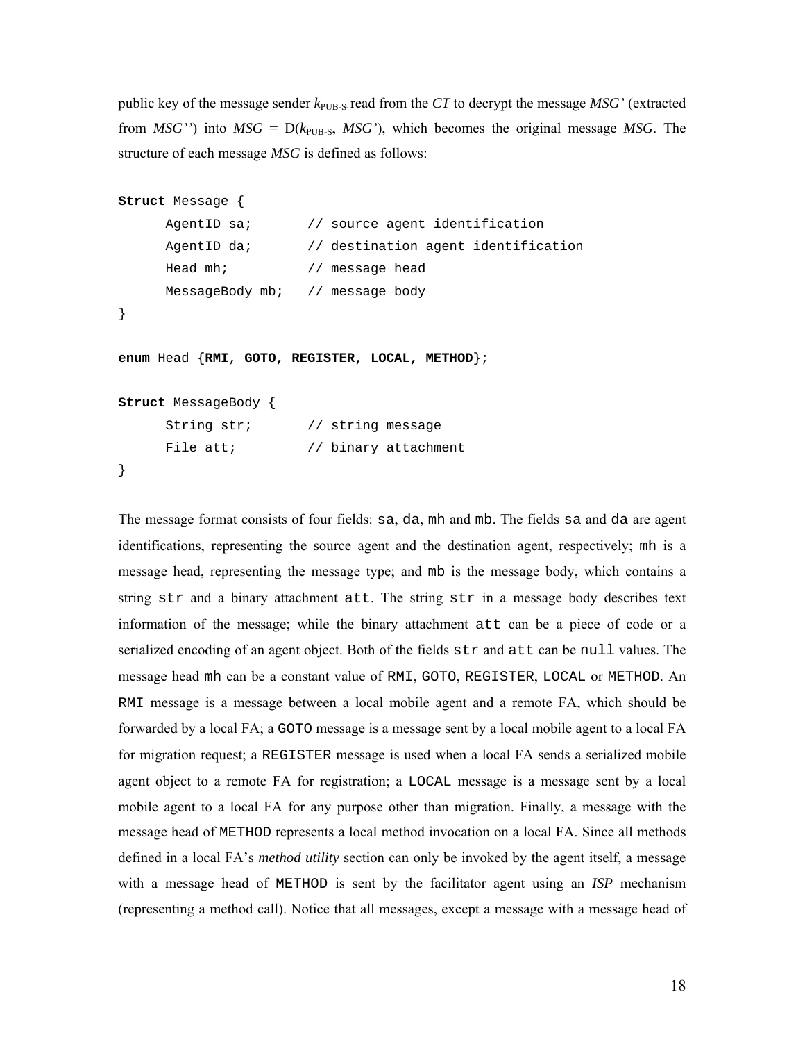public key of the message sender $k_{PUB-S}$ read from the *CT* to decrypt the message *MSG'* (extracted from *MSG''*) into $MSG = D(k_{PUB-S}, MSG')$, which becomes the original message *MSG*. The structure of each message *MSG* is defined as follows:

```
Struct Message {
      AgentID sa;       // source agent identification
      AgentID da;       // destination agent identification
      Head mh;          // message head
      MessageBody mb;   // message body
}

enum Head {RMI, GOTO, REGISTER, LOCAL, METHOD};

Struct MessageBody {
      String str;       // string message
      File att;         // binary attachment
}
```

The message format consists of four fields: `sa`, `da`, `mh` and `mb`. The fields `sa` and `da` are agent identifications, representing the source agent and the destination agent, respectively; `mh` is a message head, representing the message type; and `mb` is the message body, which contains a string `str` and a binary attachment `att`. The string `str` in a message body describes text information of the message; while the binary attachment `att` can be a piece of code or a serialized encoding of an agent object. Both of the fields `str` and `att` can be `null` values. The message head `mh` can be a constant value of `RMI`, `GOTO`, `REGISTER`, `LOCAL` or `METHOD`. An `RMI` message is a message between a local mobile agent and a remote FA, which should be forwarded by a local FA; a `GOTO` message is a message sent by a local mobile agent to a local FA for migration request; a `REGISTER` message is used when a local FA sends a serialized mobile agent object to a remote FA for registration; a `LOCAL` message is a message sent by a local mobile agent to a local FA for any purpose other than migration. Finally, a message with the message head of `METHOD` represents a local method invocation on a local FA. Since all methods defined in a local FA's *method utility* section can only be invoked by the agent itself, a message with a message head of `METHOD` is sent by the facilitator agent using an *ISP* mechanism (representing a method call). Notice that all messages, except a message with a message head of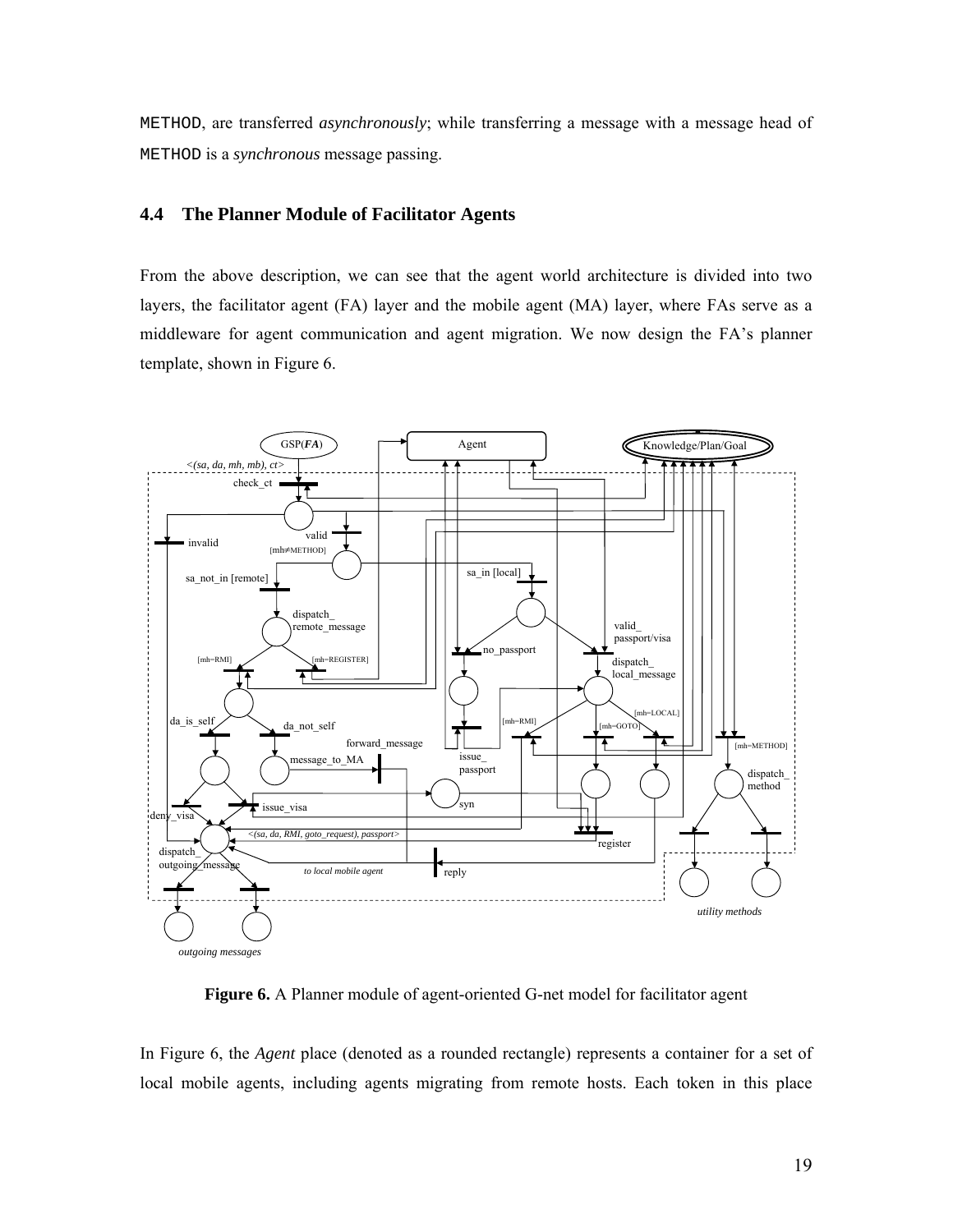METHOD, are transferred *asynchronously*; while transferring a message with a message head of METHOD is a *synchronous* message passing.

### 4.4 The Planner Module of Facilitator Agents

From the above description, we can see that the agent world architecture is divided into two layers, the facilitator agent (FA) layer and the mobile agent (MA) layer, where FAs serve as a middleware for agent communication and agent migration. We now design the FA's planner template, shown in Figure 6.

**Figure 6.** A Planner module of agent-oriented G-net model for facilitator agent

In Figure 6, the *Agent* place (denoted as a rounded rectangle) represents a container for a set of local mobile agents, including agents migrating from remote hosts. Each token in this place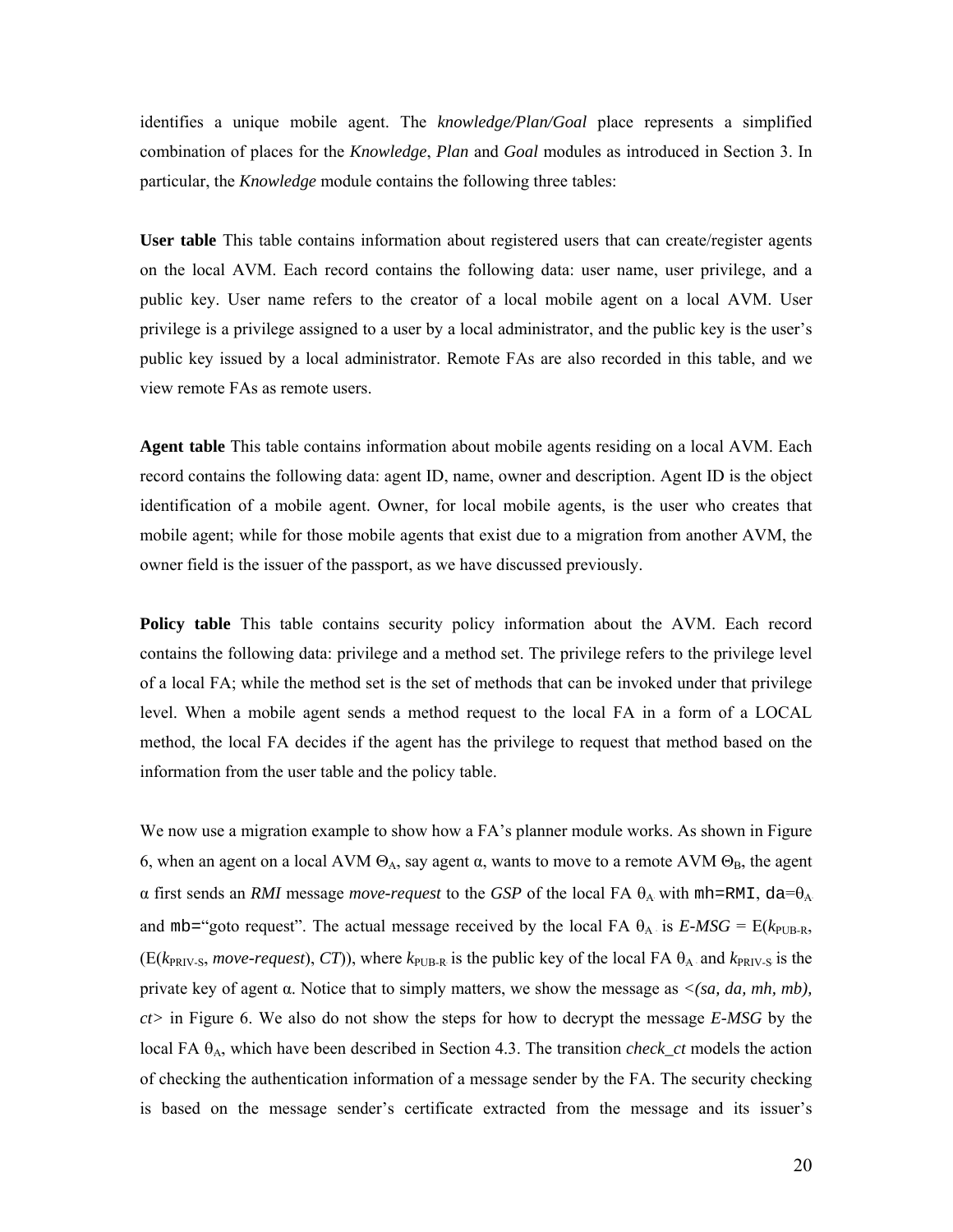identifies a unique mobile agent. The *knowledge/Plan/Goal* place represents a simplified combination of places for the *Knowledge*, *Plan* and *Goal* modules as introduced in Section 3. In particular, the *Knowledge* module contains the following three tables:

**User table** This table contains information about registered users that can create/register agents on the local AVM. Each record contains the following data: user name, user privilege, and a public key. User name refers to the creator of a local mobile agent on a local AVM. User privilege is a privilege assigned to a user by a local administrator, and the public key is the user's public key issued by a local administrator. Remote FAs are also recorded in this table, and we view remote FAs as remote users.

**Agent table** This table contains information about mobile agents residing on a local AVM. Each record contains the following data: agent ID, name, owner and description. Agent ID is the object identification of a mobile agent. Owner, for local mobile agents, is the user who creates that mobile agent; while for those mobile agents that exist due to a migration from another AVM, the owner field is the issuer of the passport, as we have discussed previously.

**Policy table** This table contains security policy information about the AVM. Each record contains the following data: privilege and a method set. The privilege refers to the privilege level of a local FA; while the method set is the set of methods that can be invoked under that privilege level. When a mobile agent sends a method request to the local FA in a form of a LOCAL method, the local FA decides if the agent has the privilege to request that method based on the information from the user table and the policy table.

We now use a migration example to show how a FA's planner module works. As shown in Figure 6, when an agent on a local AVM $\Theta_A$, say agent $\alpha$, wants to move to a remote AVM $\Theta_B$, the agent $\alpha$ first sends an *RMI* message *move-request* to the *GSP* of the local FA $\theta_A$ with `mh=RMI`, `da`$=\theta_A$ and `mb=`"goto request". The actual message received by the local FA $\theta_A$ is *E-MSG* = E($k_{PUB\text{-}R}$, (E($k_{PRIV\text{-}S}$, *move-request*), *CT*)), where $k_{PUB\text{-}R}$ is the public key of the local FA $\theta_A$ and $k_{PRIV\text{-}S}$ is the private key of agent $\alpha$. Notice that to simply matters, we show the message as *<(sa, da, mh, mb), ct>* in Figure 6. We also do not show the steps for how to decrypt the message *E-MSG* by the local FA $\theta_A$, which have been described in Section 4.3. The transition *check_ct* models the action of checking the authentication information of a message sender by the FA. The security checking is based on the message sender's certificate extracted from the message and its issuer's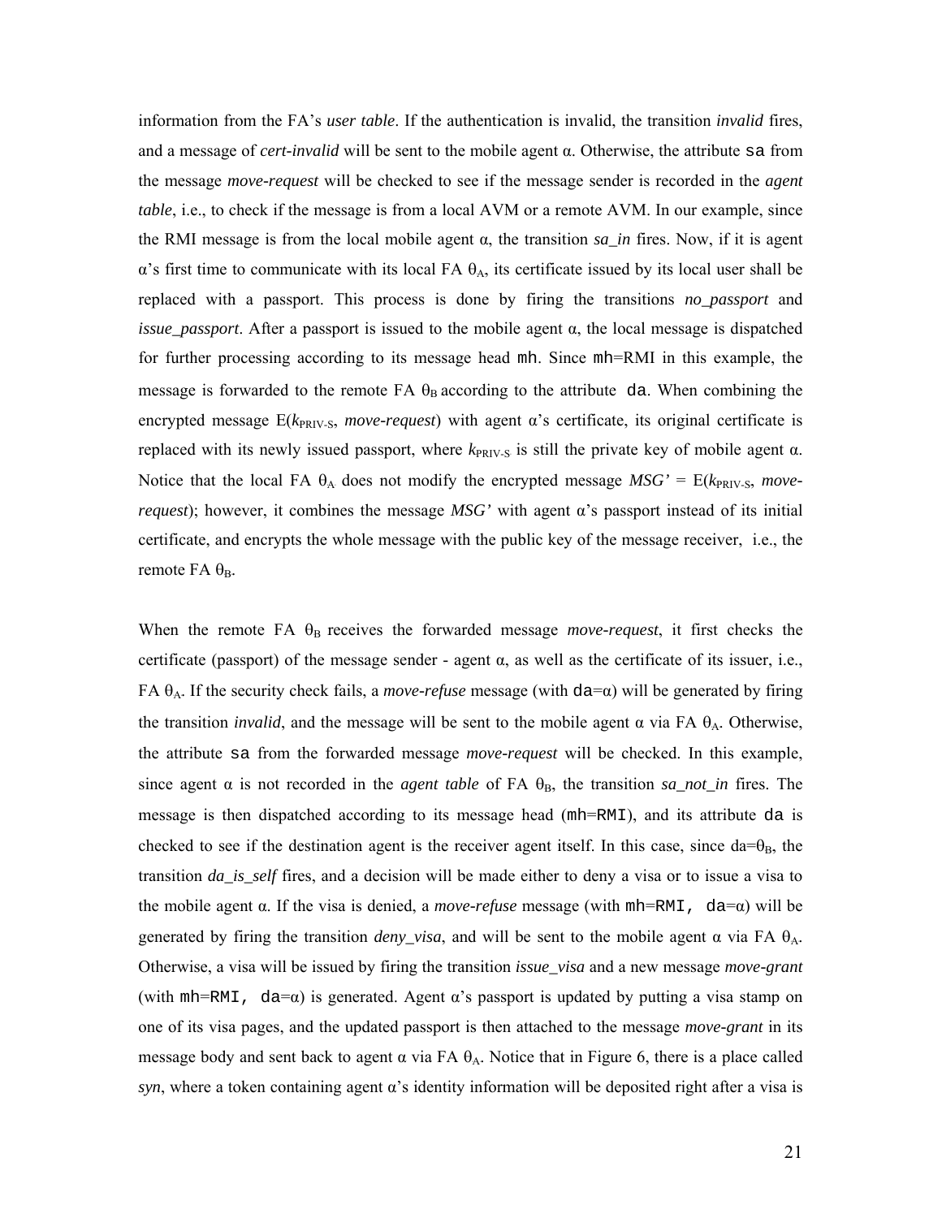information from the FA's *user table*. If the authentication is invalid, the transition *invalid* fires, and a message of *cert-invalid* will be sent to the mobile agent α. Otherwise, the attribute `sa` from the message *move-request* will be checked to see if the message sender is recorded in the *agent table*, i.e., to check if the message is from a local AVM or a remote AVM. In our example, since the RMI message is from the local mobile agent α, the transition *sa_in* fires. Now, if it is agent α's first time to communicate with its local FA $\theta_A$, its certificate issued by its local user shall be replaced with a passport. This process is done by firing the transitions *no_passport* and *issue_passport*. After a passport is issued to the mobile agent α, the local message is dispatched for further processing according to its message head `mh`. Since `mh`=RMI in this example, the message is forwarded to the remote FA $\theta_B$ according to the attribute `da`. When combining the encrypted message E($k_{PRIV-S}$, *move-request*) with agent α's certificate, its original certificate is replaced with its newly issued passport, where $k_{PRIV-S}$ is still the private key of mobile agent α. Notice that the local FA $\theta_A$ does not modify the encrypted message *MSG'* = E($k_{PRIV-S}$, *move-request*); however, it combines the message *MSG'* with agent α's passport instead of its initial certificate, and encrypts the whole message with the public key of the message receiver, i.e., the remote FA $\theta_B$.

When the remote FA $\theta_B$ receives the forwarded message *move-request*, it first checks the certificate (passport) of the message sender - agent α, as well as the certificate of its issuer, i.e., FA $\theta_A$. If the security check fails, a *move-refuse* message (with `da`=α) will be generated by firing the transition *invalid*, and the message will be sent to the mobile agent α via FA $\theta_A$. Otherwise, the attribute `sa` from the forwarded message *move-request* will be checked. In this example, since agent α is not recorded in the *agent table* of FA $\theta_B$, the transition *sa_not_in* fires. The message is then dispatched according to its message head (`mh=RMI`), and its attribute `da` is checked to see if the destination agent is the receiver agent itself. In this case, since da=$\theta_B$, the transition *da_is_self* fires, and a decision will be made either to deny a visa or to issue a visa to the mobile agent α. If the visa is denied, a *move-refuse* message (with `mh=RMI, da`=α) will be generated by firing the transition *deny_visa*, and will be sent to the mobile agent α via FA $\theta_A$. Otherwise, a visa will be issued by firing the transition *issue_visa* and a new message *move-grant* (with `mh=RMI, da`=α) is generated. Agent α's passport is updated by putting a visa stamp on one of its visa pages, and the updated passport is then attached to the message *move-grant* in its message body and sent back to agent α via FA $\theta_A$. Notice that in Figure 6, there is a place called *syn*, where a token containing agent α's identity information will be deposited right after a visa is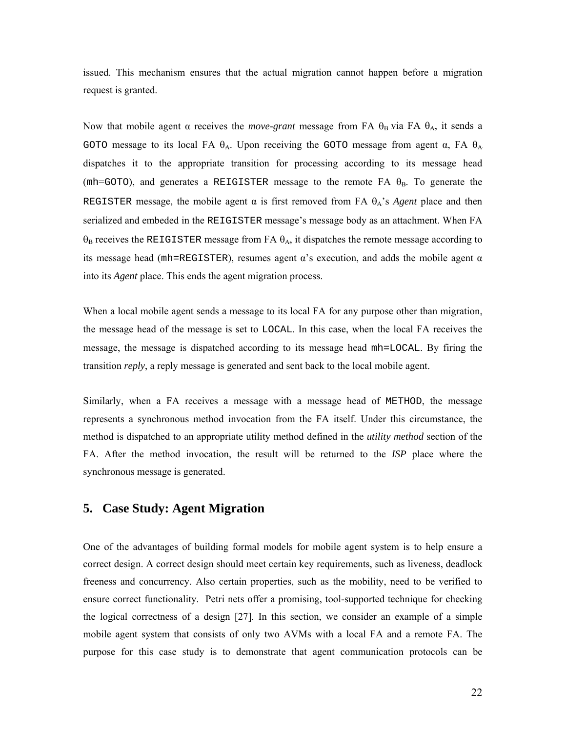issued. This mechanism ensures that the actual migration cannot happen before a migration request is granted.

Now that mobile agent α receives the *move-grant* message from FA $\theta_B$ via FA $\theta_A$, it sends a `GOTO` message to its local FA $\theta_A$. Upon receiving the `GOTO` message from agent α, FA $\theta_A$ dispatches it to the appropriate transition for processing according to its message head (`mh=GOTO`), and generates a `REIGISTER` message to the remote FA $\theta_B$. To generate the `REGISTER` message, the mobile agent α is first removed from FA $\theta_A$'s *Agent* place and then serialized and embeded in the `REIGISTER` message's message body as an attachment. When FA $\theta_B$ receives the `REIGISTER` message from FA $\theta_A$, it dispatches the remote message according to its message head (`mh=REGISTER`), resumes agent α's execution, and adds the mobile agent α into its *Agent* place. This ends the agent migration process.

When a local mobile agent sends a message to its local FA for any purpose other than migration, the message head of the message is set to `LOCAL`. In this case, when the local FA receives the message, the message is dispatched according to its message head `mh=LOCAL`. By firing the transition *reply*, a reply message is generated and sent back to the local mobile agent.

Similarly, when a FA receives a message with a message head of `METHOD`, the message represents a synchronous method invocation from the FA itself. Under this circumstance, the method is dispatched to an appropriate utility method defined in the *utility method* section of the FA. After the method invocation, the result will be returned to the *ISP* place where the synchronous message is generated.

## 5. Case Study: Agent Migration

One of the advantages of building formal models for mobile agent system is to help ensure a correct design. A correct design should meet certain key requirements, such as liveness, deadlock freeness and concurrency. Also certain properties, such as the mobility, need to be verified to ensure correct functionality. Petri nets offer a promising, tool-supported technique for checking the logical correctness of a design [27]. In this section, we consider an example of a simple mobile agent system that consists of only two AVMs with a local FA and a remote FA. The purpose for this case study is to demonstrate that agent communication protocols can be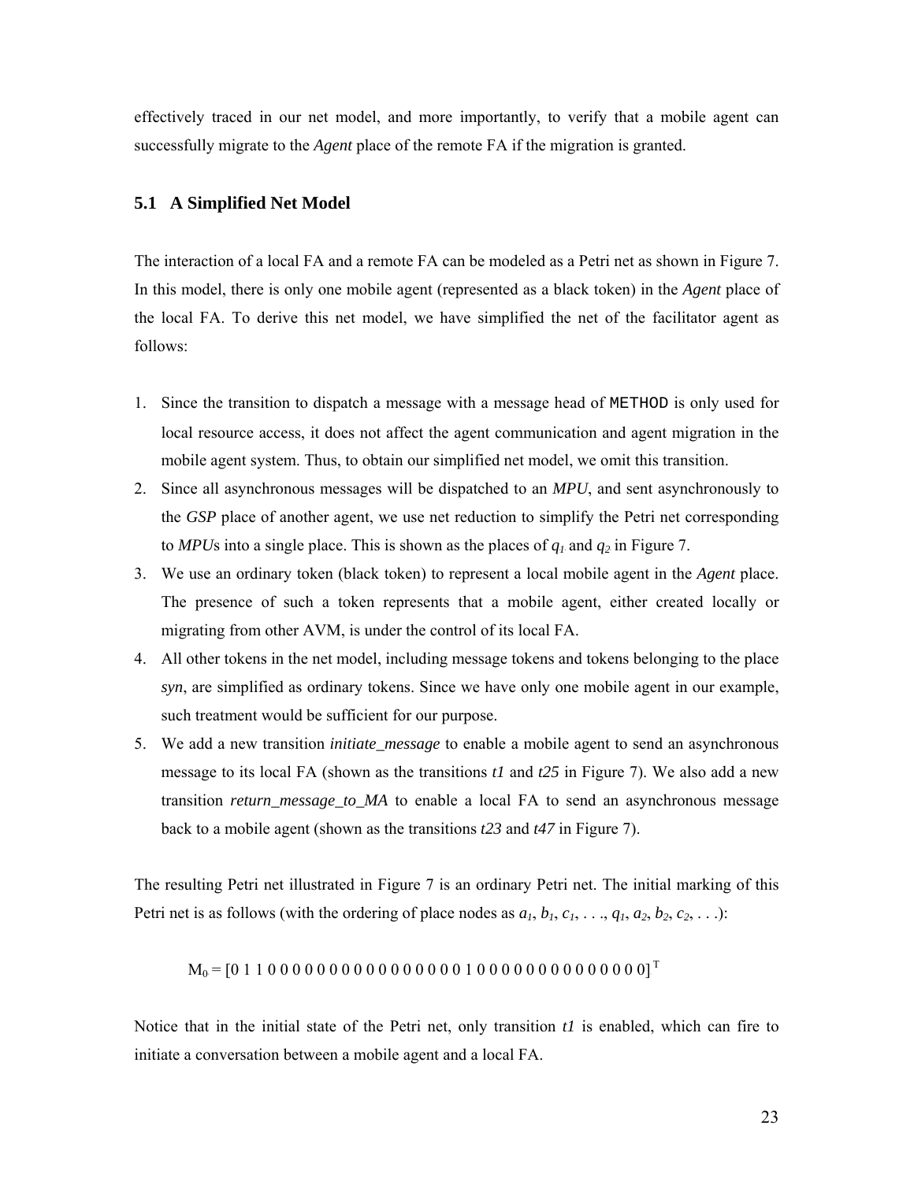effectively traced in our net model, and more importantly, to verify that a mobile agent can successfully migrate to the *Agent* place of the remote FA if the migration is granted.

### 5.1 A Simplified Net Model

The interaction of a local FA and a remote FA can be modeled as a Petri net as shown in Figure 7. In this model, there is only one mobile agent (represented as a black token) in the *Agent* place of the local FA. To derive this net model, we have simplified the net of the facilitator agent as follows:

1. Since the transition to dispatch a message with a message head of `METHOD` is only used for local resource access, it does not affect the agent communication and agent migration in the mobile agent system. Thus, to obtain our simplified net model, we omit this transition.
2. Since all asynchronous messages will be dispatched to an *MPU*, and sent asynchronously to the *GSP* place of another agent, we use net reduction to simplify the Petri net corresponding to *MPU*s into a single place. This is shown as the places of $q_1$ and $q_2$ in Figure 7.
3. We use an ordinary token (black token) to represent a local mobile agent in the *Agent* place. The presence of such a token represents that a mobile agent, either created locally or migrating from other AVM, is under the control of its local FA.
4. All other tokens in the net model, including message tokens and tokens belonging to the place *syn*, are simplified as ordinary tokens. Since we have only one mobile agent in our example, such treatment would be sufficient for our purpose.
5. We add a new transition *initiate_message* to enable a mobile agent to send an asynchronous message to its local FA (shown as the transitions *t1* and *t25* in Figure 7). We also add a new transition *return_message_to_MA* to enable a local FA to send an asynchronous message back to a mobile agent (shown as the transitions *t23* and *t47* in Figure 7).

The resulting Petri net illustrated in Figure 7 is an ordinary Petri net. The initial marking of this Petri net is as follows (with the ordering of place nodes as $a_1$, $b_1$, $c_1$, . . ., $q_1$, $a_2$, $b_2$, $c_2$, . . .):

$$M_0 = [0\ 1\ 1\ 0\ 0\ 0\ 0\ 0\ 0\ 0\ 0\ 0\ 0\ 0\ 0\ 0\ 0\ 0\ 0\ 0\ 1\ 0\ 0\ 0\ 0\ 0\ 0\ 0\ 0\ 0\ 0\ 0\ 0\ 0\ 0]^T$$

Notice that in the initial state of the Petri net, only transition *t1* is enabled, which can fire to initiate a conversation between a mobile agent and a local FA.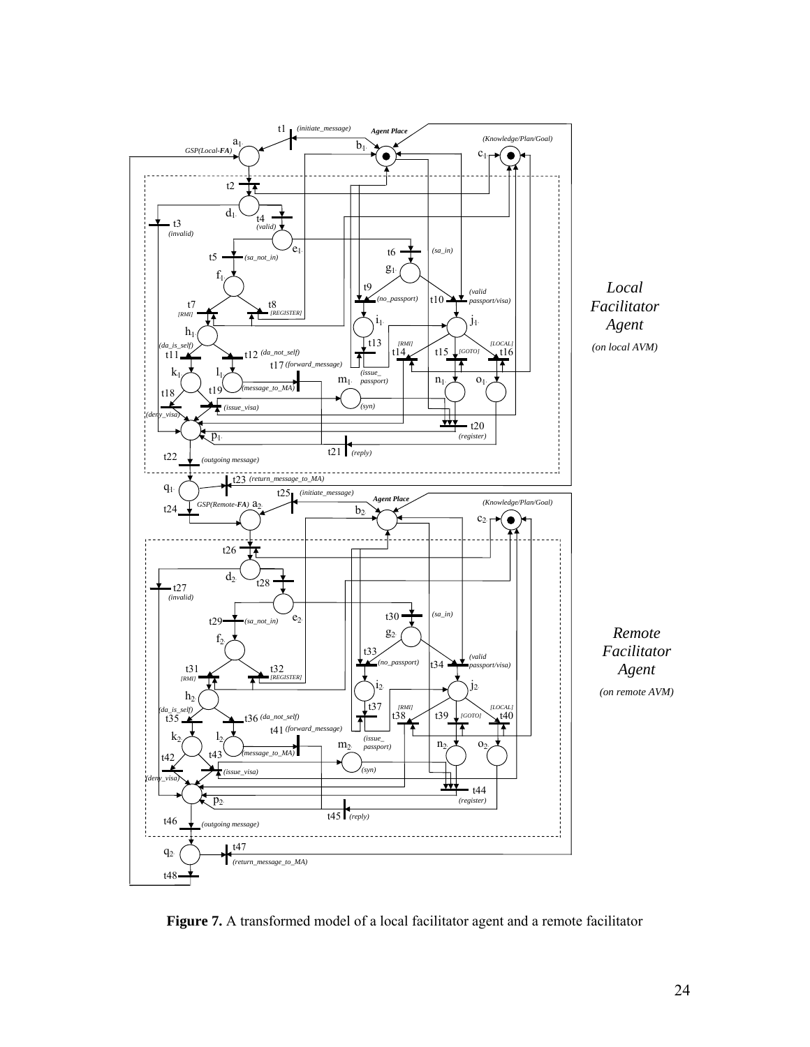**Figure 7.** A transformed model of a local facilitator agent and a remote facilitator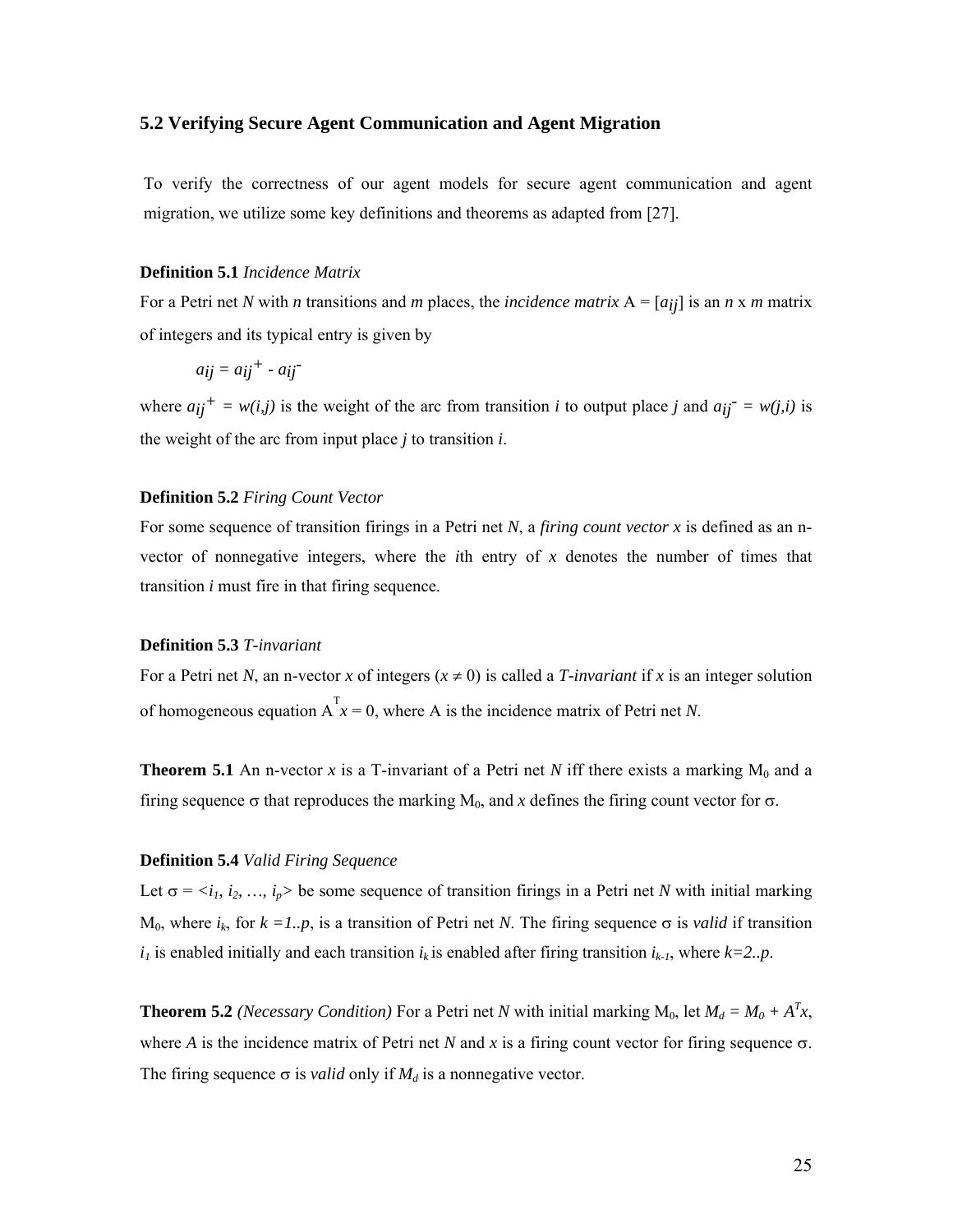### 5.2 Verifying Secure Agent Communication and Agent Migration

To verify the correctness of our agent models for secure agent communication and agent migration, we utilize some key definitions and theorems as adapted from [27].

**Definition 5.1** *Incidence Matrix*

For a Petri net *N* with *n* transitions and *m* places, the *incidence matrix* A = [$a_{ij}$] is an *n* x *m* matrix of integers and its typical entry is given by

$$a_{ij} = a_{ij}^{+} - a_{ij}^{-}$$

where $a_{ij}^{+} = w(i,j)$ is the weight of the arc from transition *i* to output place *j* and $a_{ij}^{-} = w(j,i)$ is the weight of the arc from input place *j* to transition *i*.

**Definition 5.2** *Firing Count Vector*

For some sequence of transition firings in a Petri net *N*, a *firing count vector x* is defined as an n-vector of nonnegative integers, where the *i*th entry of *x* denotes the number of times that transition *i* must fire in that firing sequence.

**Definition 5.3** *T-invariant*

For a Petri net *N*, an n-vector *x* of integers ($x \neq 0$) is called a ***T-invariant*** if *x* is an integer solution of homogeneous equation $A^{T}x = 0$, where A is the incidence matrix of Petri net *N*.

**Theorem 5.1** An n-vector *x* is a T-invariant of a Petri net *N* iff there exists a marking $M_0$ and a firing sequence $\sigma$ that reproduces the marking $M_0$, and *x* defines the firing count vector for $\sigma$.

**Definition 5.4** *Valid Firing Sequence*

Let $\sigma = \langle i_1, i_2, \ldots, i_p \rangle$ be some sequence of transition firings in a Petri net *N* with initial marking $M_0$, where $i_k$, for $k = 1..p$, is a transition of Petri net *N*. The firing sequence $\sigma$ is *valid* if transition $i_1$ is enabled initially and each transition $i_k$ is enabled after firing transition $i_{k-1}$, where $k=2..p$.

**Theorem 5.2** *(Necessary Condition)* For a Petri net *N* with initial marking $M_0$, let $M_d = M_0 + A^{T}x$, where *A* is the incidence matrix of Petri net *N* and *x* is a firing count vector for firing sequence $\sigma$. The firing sequence $\sigma$ is *valid* only if $M_d$ is a nonnegative vector.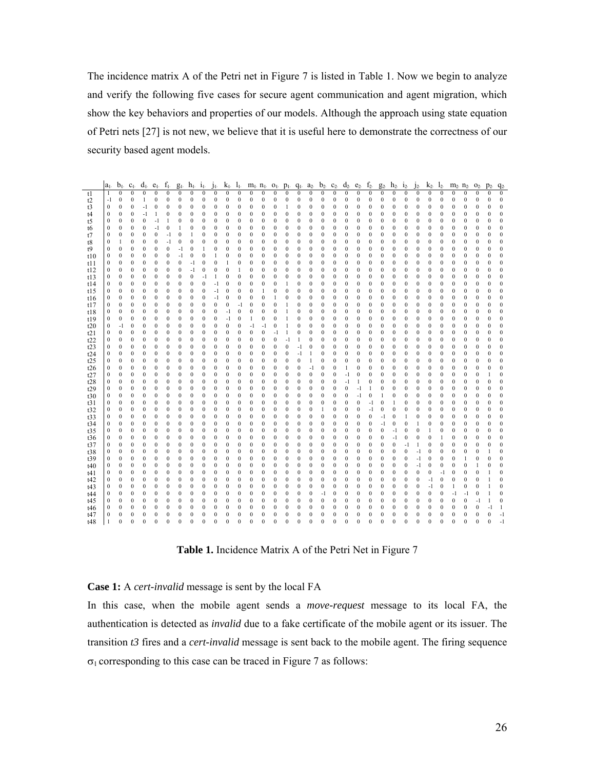The incidence matrix A of the Petri net in Figure 7 is listed in Table 1. Now we begin to analyze and verify the following five cases for secure agent communication and agent migration, which show the key behaviors and properties of our models. Although the approach using state equation of Petri nets [27] is not new, we believe that it is useful here to demonstrate the correctness of our security based agent models.

| | $a_1$ | $b_1$ | $c_1$ | $d_1$ | $e_1$ | $f_1$ | $g_1$ | $h_1$ | $i_1$ | $j_1$ | $k_1$ | $l_1$ | $m_1$ | $n_1$ | $o_1$ | $p_1$ | $q_1$ | $a_2$ | $b_2$ | $c_2$ | $d_2$ | $e_2$ | $f_2$ | $g_2$ | $h_2$ | $i_2$ | $j_2$ | $k_2$ | $l_2$ | $m_2$ | $n_2$ | $o_2$ | $p_2$ | $q_2$ |
|---|---|---|---|---|---|---|---|---|---|---|---|---|---|---|---|---|---|---|---|---|---|---|---|---|---|---|---|---|---|---|---|---|---|---|
| t1 | 1 | 0 | 0 | 0 | 0 | 0 | 0 | 0 | 0 | 0 | 0 | 0 | 0 | 0 | 0 | 0 | 0 | 0 | 0 | 0 | 0 | 0 | 0 | 0 | 0 | 0 | 0 | 0 | 0 | 0 | 0 | 0 | 0 | 0 |
| t2 | -1 | 0 | 0 | 1 | 0 | 0 | 0 | 0 | 0 | 0 | 0 | 0 | 0 | 0 | 0 | 0 | 0 | 0 | 0 | 0 | 0 | 0 | 0 | 0 | 0 | 0 | 0 | 0 | 0 | 0 | 0 | 0 | 0 | 0 |
| t3 | 0 | 0 | 0 | -1 | 0 | 0 | 0 | 0 | 0 | 0 | 0 | 0 | 0 | 0 | 0 | 1 | 0 | 0 | 0 | 0 | 0 | 0 | 0 | 0 | 0 | 0 | 0 | 0 | 0 | 0 | 0 | 0 | 0 | 0 |
| t4 | 0 | 0 | 0 | -1 | 1 | 0 | 0 | 0 | 0 | 0 | 0 | 0 | 0 | 0 | 0 | 0 | 0 | 0 | 0 | 0 | 0 | 0 | 0 | 0 | 0 | 0 | 0 | 0 | 0 | 0 | 0 | 0 | 0 | 0 |
| t5 | 0 | 0 | 0 | 0 | -1 | 1 | 0 | 0 | 0 | 0 | 0 | 0 | 0 | 0 | 0 | 0 | 0 | 0 | 0 | 0 | 0 | 0 | 0 | 0 | 0 | 0 | 0 | 0 | 0 | 0 | 0 | 0 | 0 | 0 |
| t6 | 0 | 0 | 0 | 0 | -1 | 0 | 1 | 0 | 0 | 0 | 0 | 0 | 0 | 0 | 0 | 0 | 0 | 0 | 0 | 0 | 0 | 0 | 0 | 0 | 0 | 0 | 0 | 0 | 0 | 0 | 0 | 0 | 0 | 0 |
| t7 | 0 | 0 | 0 | 0 | 0 | -1 | 0 | 1 | 0 | 0 | 0 | 0 | 0 | 0 | 0 | 0 | 0 | 0 | 0 | 0 | 0 | 0 | 0 | 0 | 0 | 0 | 0 | 0 | 0 | 0 | 0 | 0 | 0 | 0 |
| t8 | 0 | 1 | 0 | 0 | 0 | -1 | 0 | 0 | 0 | 0 | 0 | 0 | 0 | 0 | 0 | 0 | 0 | 0 | 0 | 0 | 0 | 0 | 0 | 0 | 0 | 0 | 0 | 0 | 0 | 0 | 0 | 0 | 0 | 0 |
| t9 | 0 | 0 | 0 | 0 | 0 | 0 | -1 | 0 | 1 | 0 | 0 | 0 | 0 | 0 | 0 | 0 | 0 | 0 | 0 | 0 | 0 | 0 | 0 | 0 | 0 | 0 | 0 | 0 | 0 | 0 | 0 | 0 | 0 | 0 |
| t10 | 0 | 0 | 0 | 0 | 0 | 0 | -1 | 0 | 0 | 1 | 0 | 0 | 0 | 0 | 0 | 0 | 0 | 0 | 0 | 0 | 0 | 0 | 0 | 0 | 0 | 0 | 0 | 0 | 0 | 0 | 0 | 0 | 0 | 0 |
| t11 | 0 | 0 | 0 | 0 | 0 | 0 | 0 | -1 | 0 | 0 | 1 | 0 | 0 | 0 | 0 | 0 | 0 | 0 | 0 | 0 | 0 | 0 | 0 | 0 | 0 | 0 | 0 | 0 | 0 | 0 | 0 | 0 | 0 | 0 |
| t12 | 0 | 0 | 0 | 0 | 0 | 0 | 0 | -1 | 0 | 0 | 0 | 1 | 0 | 0 | 0 | 0 | 0 | 0 | 0 | 0 | 0 | 0 | 0 | 0 | 0 | 0 | 0 | 0 | 0 | 0 | 0 | 0 | 0 | 0 |
| t13 | 0 | 0 | 0 | 0 | 0 | 0 | 0 | 0 | -1 | 1 | 0 | 0 | 0 | 0 | 0 | 0 | 0 | 0 | 0 | 0 | 0 | 0 | 0 | 0 | 0 | 0 | 0 | 0 | 0 | 0 | 0 | 0 | 0 | 0 |
| t14 | 0 | 0 | 0 | 0 | 0 | 0 | 0 | 0 | 0 | -1 | 0 | 0 | 0 | 0 | 0 | 1 | 0 | 0 | 0 | 0 | 0 | 0 | 0 | 0 | 0 | 0 | 0 | 0 | 0 | 0 | 0 | 0 | 0 | 0 |
| t15 | 0 | 0 | 0 | 0 | 0 | 0 | 0 | 0 | 0 | -1 | 0 | 0 | 0 | 1 | 0 | 0 | 0 | 0 | 0 | 0 | 0 | 0 | 0 | 0 | 0 | 0 | 0 | 0 | 0 | 0 | 0 | 0 | 0 | 0 |
| t16 | 0 | 0 | 0 | 0 | 0 | 0 | 0 | 0 | 0 | -1 | 0 | 0 | 0 | 0 | 1 | 0 | 0 | 0 | 0 | 0 | 0 | 0 | 0 | 0 | 0 | 0 | 0 | 0 | 0 | 0 | 0 | 0 | 0 | 0 |
| t17 | 0 | 0 | 0 | 0 | 0 | 0 | 0 | 0 | 0 | 0 | 0 | -1 | 0 | 0 | 0 | 1 | 0 | 0 | 0 | 0 | 0 | 0 | 0 | 0 | 0 | 0 | 0 | 0 | 0 | 0 | 0 | 0 | 0 | 0 |
| t18 | 0 | 0 | 0 | 0 | 0 | 0 | 0 | 0 | 0 | 0 | -1 | 0 | 0 | 0 | 0 | 1 | 0 | 0 | 0 | 0 | 0 | 0 | 0 | 0 | 0 | 0 | 0 | 0 | 0 | 0 | 0 | 0 | 0 | 0 |
| t19 | 0 | 0 | 0 | 0 | 0 | 0 | 0 | 0 | 0 | 0 | -1 | 0 | 1 | 0 | 0 | 1 | 0 | 0 | 0 | 0 | 0 | 0 | 0 | 0 | 0 | 0 | 0 | 0 | 0 | 0 | 0 | 0 | 0 | 0 |
| t20 | 0 | -1 | 0 | 0 | 0 | 0 | 0 | 0 | 0 | 0 | 0 | 0 | -1 | -1 | 0 | 1 | 0 | 0 | 0 | 0 | 0 | 0 | 0 | 0 | 0 | 0 | 0 | 0 | 0 | 0 | 0 | 0 | 0 | 0 |
| t21 | 0 | 0 | 0 | 0 | 0 | 0 | 0 | 0 | 0 | 0 | 0 | 0 | 0 | 0 | -1 | 1 | 0 | 0 | 0 | 0 | 0 | 0 | 0 | 0 | 0 | 0 | 0 | 0 | 0 | 0 | 0 | 0 | 0 | 0 |
| t22 | 0 | 0 | 0 | 0 | 0 | 0 | 0 | 0 | 0 | 0 | 0 | 0 | 0 | 0 | 0 | -1 | 1 | 0 | 0 | 0 | 0 | 0 | 0 | 0 | 0 | 0 | 0 | 0 | 0 | 0 | 0 | 0 | 0 | 0 |
| t23 | 0 | 0 | 0 | 0 | 0 | 0 | 0 | 0 | 0 | 0 | 0 | 0 | 0 | 0 | 0 | -1 | 0 | 0 | 0 | 0 | 0 | 0 | 0 | 0 | 0 | 0 | 0 | 0 | 0 | 0 | 0 | 0 | 0 | 0 |
| t24 | 0 | 0 | 0 | 0 | 0 | 0 | 0 | 0 | 0 | 0 | 0 | 0 | 0 | 0 | 0 | -1 | 0 | 1 | 0 | 0 | 0 | 0 | 0 | 0 | 0 | 0 | 0 | 0 | 0 | 0 | 0 | 0 | 0 | 0 |
| t25 | 0 | 0 | 0 | 0 | 0 | 0 | 0 | 0 | 0 | 0 | 0 | 0 | 0 | 0 | 0 | 0 | 0 | 1 | 0 | 0 | 0 | 0 | 0 | 0 | 0 | 0 | 0 | 0 | 0 | 0 | 0 | 0 | 0 | 0 |
| t26 | 0 | 0 | 0 | 0 | 0 | 0 | 0 | 0 | 0 | 0 | 0 | 0 | 0 | 0 | 0 | 0 | 0 | 0 | -1 | 0 | 1 | 0 | 0 | 0 | 0 | 0 | 0 | 0 | 0 | 0 | 0 | 0 | 0 | 0 |
| t27 | 0 | 0 | 0 | 0 | 0 | 0 | 0 | 0 | 0 | 0 | 0 | 0 | 0 | 0 | 0 | 0 | 0 | 0 | 0 | 0 | -1 | 0 | 0 | 0 | 0 | 0 | 0 | 0 | 0 | 0 | 0 | 0 | 1 | 0 |
| t28 | 0 | 0 | 0 | 0 | 0 | 0 | 0 | 0 | 0 | 0 | 0 | 0 | 0 | 0 | 0 | 0 | 0 | 0 | 0 | 0 | -1 | 1 | 0 | 0 | 0 | 0 | 0 | 0 | 0 | 0 | 0 | 0 | 0 | 0 |
| t29 | 0 | 0 | 0 | 0 | 0 | 0 | 0 | 0 | 0 | 0 | 0 | 0 | 0 | 0 | 0 | 0 | 0 | 0 | 0 | 0 | 0 | -1 | 1 | 0 | 0 | 0 | 0 | 0 | 0 | 0 | 0 | 0 | 0 | 0 |
| t30 | 0 | 0 | 0 | 0 | 0 | 0 | 0 | 0 | 0 | 0 | 0 | 0 | 0 | 0 | 0 | 0 | 0 | 0 | 0 | 0 | 0 | -1 | 0 | 1 | 0 | 0 | 0 | 0 | 0 | 0 | 0 | 0 | 0 | 0 |
| t31 | 0 | 0 | 0 | 0 | 0 | 0 | 0 | 0 | 0 | 0 | 0 | 0 | 0 | 0 | 0 | 0 | 0 | 0 | 0 | 0 | 0 | 0 | -1 | 0 | 1 | 0 | 0 | 0 | 0 | 0 | 0 | 0 | 0 | 0 |
| t32 | 0 | 0 | 0 | 0 | 0 | 0 | 0 | 0 | 0 | 0 | 0 | 0 | 0 | 0 | 0 | 0 | 0 | 0 | 1 | 0 | 0 | 0 | -1 | 0 | 0 | 0 | 0 | 0 | 0 | 0 | 0 | 0 | 0 | 0 |
| t33 | 0 | 0 | 0 | 0 | 0 | 0 | 0 | 0 | 0 | 0 | 0 | 0 | 0 | 0 | 0 | 0 | 0 | 0 | 0 | 0 | 0 | 0 | 0 | -1 | 0 | 1 | 0 | 0 | 0 | 0 | 0 | 0 | 0 | 0 |
| t34 | 0 | 0 | 0 | 0 | 0 | 0 | 0 | 0 | 0 | 0 | 0 | 0 | 0 | 0 | 0 | 0 | 0 | 0 | 0 | 0 | 0 | 0 | 0 | -1 | 0 | 0 | 1 | 0 | 0 | 0 | 0 | 0 | 0 | 0 |
| t35 | 0 | 0 | 0 | 0 | 0 | 0 | 0 | 0 | 0 | 0 | 0 | 0 | 0 | 0 | 0 | 0 | 0 | 0 | 0 | 0 | 0 | 0 | 0 | 0 | -1 | 0 | 0 | 1 | 0 | 0 | 0 | 0 | 0 | 0 |
| t36 | 0 | 0 | 0 | 0 | 0 | 0 | 0 | 0 | 0 | 0 | 0 | 0 | 0 | 0 | 0 | 0 | 0 | 0 | 0 | 0 | 0 | 0 | 0 | 0 | -1 | 0 | 0 | 0 | 1 | 0 | 0 | 0 | 0 | 0 |
| t37 | 0 | 0 | 0 | 0 | 0 | 0 | 0 | 0 | 0 | 0 | 0 | 0 | 0 | 0 | 0 | 0 | 0 | 0 | 0 | 0 | 0 | 0 | 0 | 0 | 0 | -1 | 1 | 0 | 0 | 0 | 0 | 0 | 0 | 0 |
| t38 | 0 | 0 | 0 | 0 | 0 | 0 | 0 | 0 | 0 | 0 | 0 | 0 | 0 | 0 | 0 | 0 | 0 | 0 | 0 | 0 | 0 | 0 | 0 | 0 | 0 | 0 | -1 | 0 | 0 | 0 | 0 | 0 | 1 | 0 |
| t39 | 0 | 0 | 0 | 0 | 0 | 0 | 0 | 0 | 0 | 0 | 0 | 0 | 0 | 0 | 0 | 0 | 0 | 0 | 0 | 0 | 0 | 0 | 0 | 0 | 0 | 0 | -1 | 0 | 0 | 0 | 1 | 0 | 0 | 0 |
| t40 | 0 | 0 | 0 | 0 | 0 | 0 | 0 | 0 | 0 | 0 | 0 | 0 | 0 | 0 | 0 | 0 | 0 | 0 | 0 | 0 | 0 | 0 | 0 | 0 | 0 | 0 | -1 | 0 | 0 | 0 | 0 | 1 | 0 | 0 |
| t41 | 0 | 0 | 0 | 0 | 0 | 0 | 0 | 0 | 0 | 0 | 0 | 0 | 0 | 0 | 0 | 0 | 0 | 0 | 0 | 0 | 0 | 0 | 0 | 0 | 0 | 0 | 0 | 0 | -1 | 0 | 0 | 0 | 1 | 0 |
| t42 | 0 | 0 | 0 | 0 | 0 | 0 | 0 | 0 | 0 | 0 | 0 | 0 | 0 | 0 | 0 | 0 | 0 | 0 | 0 | 0 | 0 | 0 | 0 | 0 | 0 | 0 | 0 | -1 | 0 | 0 | 0 | 0 | 1 | 0 |
| t43 | 0 | 0 | 0 | 0 | 0 | 0 | 0 | 0 | 0 | 0 | 0 | 0 | 0 | 0 | 0 | 0 | 0 | 0 | 0 | 0 | 0 | 0 | 0 | 0 | 0 | 0 | 0 | -1 | 0 | 1 | 0 | 0 | 1 | 0 |
| t44 | 0 | 0 | 0 | 0 | 0 | 0 | 0 | 0 | 0 | 0 | 0 | 0 | 0 | 0 | 0 | 0 | 0 | 0 | -1 | 0 | 0 | 0 | 0 | 0 | 0 | 0 | 0 | 0 | 0 | -1 | -1 | 0 | 1 | 0 |
| t45 | 0 | 0 | 0 | 0 | 0 | 0 | 0 | 0 | 0 | 0 | 0 | 0 | 0 | 0 | 0 | 0 | 0 | 0 | 0 | 0 | 0 | 0 | 0 | 0 | 0 | 0 | 0 | 0 | 0 | 0 | 0 | -1 | 1 | 0 |
| t46 | 0 | 0 | 0 | 0 | 0 | 0 | 0 | 0 | 0 | 0 | 0 | 0 | 0 | 0 | 0 | 0 | 0 | 0 | 0 | 0 | 0 | 0 | 0 | 0 | 0 | 0 | 0 | 0 | 0 | 0 | 0 | 0 | -1 | 1 |
| t47 | 0 | 0 | 0 | 0 | 0 | 0 | 0 | 0 | 0 | 0 | 0 | 0 | 0 | 0 | 0 | 0 | 0 | 0 | 0 | 0 | 0 | 0 | 0 | 0 | 0 | 0 | 0 | 0 | 0 | 0 | 0 | 0 | 0 | -1 |
| t48 | 1 | 0 | 0 | 0 | 0 | 0 | 0 | 0 | 0 | 0 | 0 | 0 | 0 | 0 | 0 | 0 | 0 | 0 | 0 | 0 | 0 | 0 | 0 | 0 | 0 | 0 | 0 | 0 | 0 | 0 | 0 | 0 | 0 | -1 |

**Table 1.** Incidence Matrix A of the Petri Net in Figure 7

**Case 1:** A *cert-invalid* message is sent by the local FA

In this case, when the mobile agent sends a *move-request* message to its local FA, the authentication is detected as *invalid* due to a fake certificate of the mobile agent or its issuer. The transition *t3* fires and a *cert-invalid* message is sent back to the mobile agent. The firing sequence $\sigma_1$ corresponding to this case can be traced in Figure 7 as follows: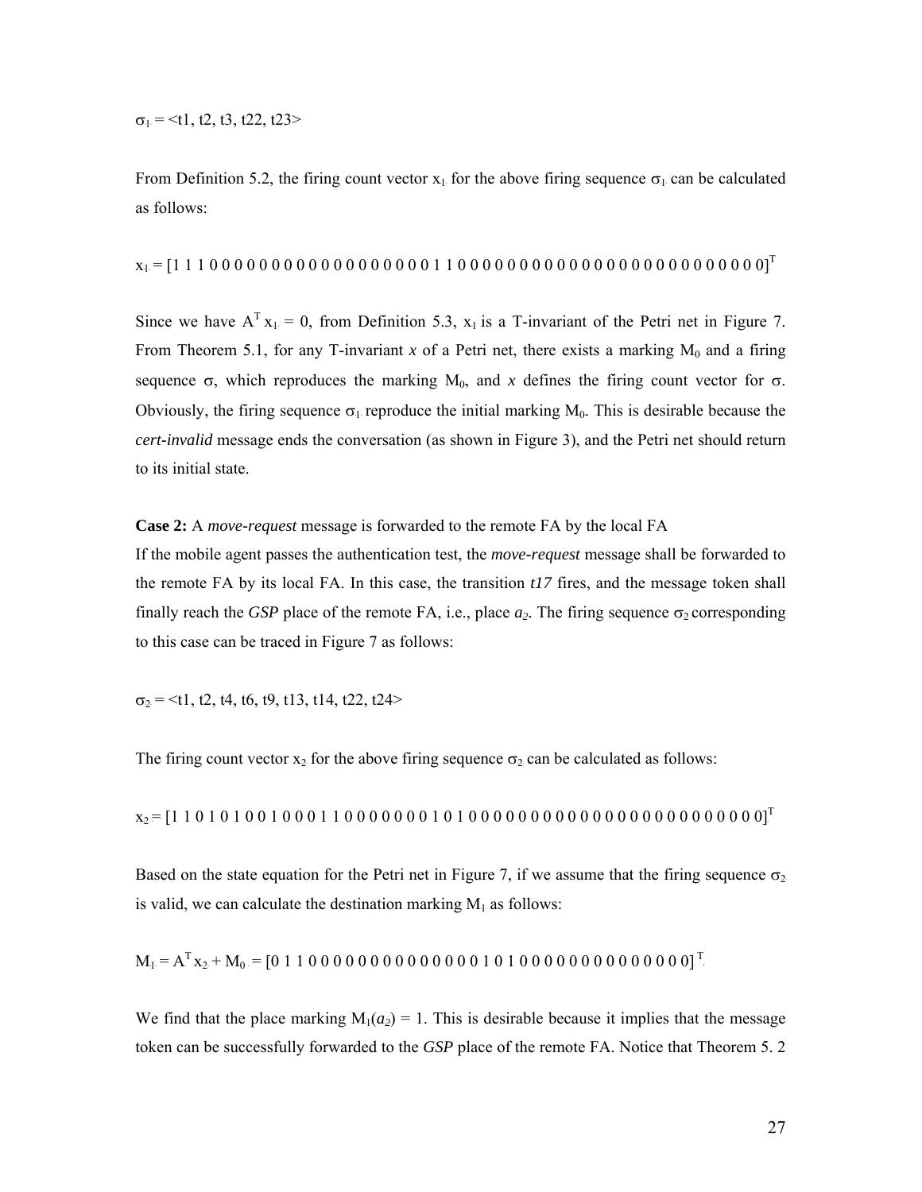$\sigma_1 = <t1, t2, t3, t22, t23>$

From Definition 5.2, the firing count vector $x_1$ for the above firing sequence $\sigma_1$ can be calculated as follows:

$$x_1 = [1\ 1\ 1\ 0\ 0\ 0\ 0\ 0\ 0\ 0\ 0\ 0\ 0\ 0\ 0\ 0\ 0\ 0\ 0\ 0\ 0\ 1\ 1\ 0\ 0\ 0\ 0\ 0\ 0\ 0\ 0\ 0\ 0\ 0\ 0\ 0\ 0\ 0\ 0\ 0\ 0\ 0\ 0\ 0\ 0\ 0\ 0\ 0\ 0\ 0]^T$$

Since we have $A^T x_1 = 0$, from Definition 5.3, $x_1$ is a T-invariant of the Petri net in Figure 7. From Theorem 5.1, for any T-invariant $x$ of a Petri net, there exists a marking $M_0$ and a firing sequence $\sigma$, which reproduces the marking $M_0$, and $x$ defines the firing count vector for $\sigma$. Obviously, the firing sequence $\sigma_1$ reproduce the initial marking $M_0$. This is desirable because the *cert-invalid* message ends the conversation (as shown in Figure 3), and the Petri net should return to its initial state.

**Case 2:** A *move-request* message is forwarded to the remote FA by the local FA

If the mobile agent passes the authentication test, the *move-request* message shall be forwarded to the remote FA by its local FA. In this case, the transition *t17* fires, and the message token shall finally reach the *GSP* place of the remote FA, i.e., place $a_2$. The firing sequence $\sigma_2$ corresponding to this case can be traced in Figure 7 as follows:

$\sigma_2 = <t1, t2, t4, t6, t9, t13, t14, t22, t24>$

The firing count vector $x_2$ for the above firing sequence $\sigma_2$ can be calculated as follows:

$$x_2 = [1\ 1\ 0\ 1\ 0\ 1\ 0\ 0\ 1\ 0\ 0\ 0\ 1\ 1\ 0\ 0\ 0\ 0\ 0\ 0\ 0\ 1\ 0\ 1\ 0\ 0\ 0\ 0\ 0\ 0\ 0\ 0\ 0\ 0\ 0\ 0\ 0\ 0\ 0\ 0\ 0\ 0\ 0\ 0\ 0\ 0\ 0\ 0\ 0\ 0]^T$$

Based on the state equation for the Petri net in Figure 7, if we assume that the firing sequence $\sigma_2$ is valid, we can calculate the destination marking $M_1$ as follows:

$$M_1 = A^T x_2 + M_0 = [0\ 1\ 1\ 0\ 0\ 0\ 0\ 0\ 0\ 0\ 0\ 0\ 0\ 0\ 0\ 0\ 0\ 1\ 0\ 1\ 0\ 0\ 0\ 0\ 0\ 0\ 0\ 0\ 0\ 0\ 0\ 0\ 0\ 0\ 0]^T$$

We find that the place marking $M_1(a_2) = 1$. This is desirable because it implies that the message token can be successfully forwarded to the *GSP* place of the remote FA. Notice that Theorem 5. 2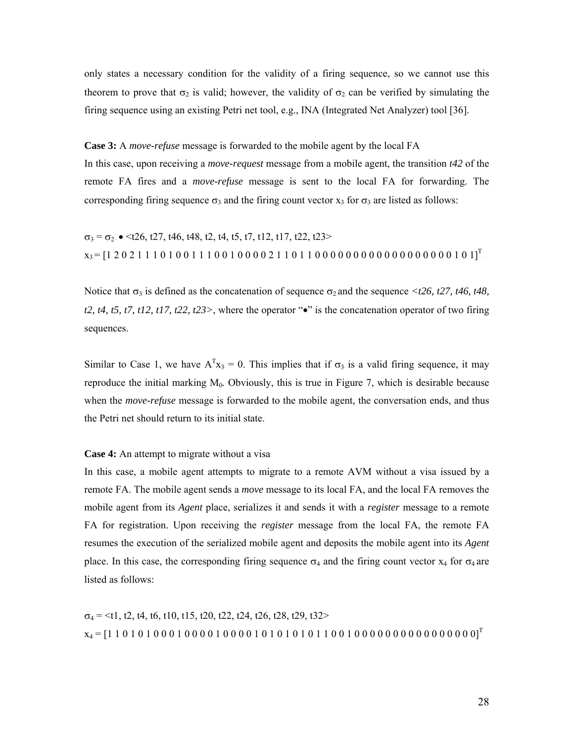only states a necessary condition for the validity of a firing sequence, so we cannot use this theorem to prove that $\sigma_2$ is valid; however, the validity of $\sigma_2$ can be verified by simulating the firing sequence using an existing Petri net tool, e.g., INA (Integrated Net Analyzer) tool [36].

**Case 3:** A *move-refuse* message is forwarded to the mobile agent by the local FA

In this case, upon receiving a *move-request* message from a mobile agent, the transition *t42* of the remote FA fires and a *move-refuse* message is sent to the local FA for forwarding. The corresponding firing sequence $\sigma_3$ and the firing count vector $x_3$ for $\sigma_3$ are listed as follows:

$\sigma_3 = \sigma_2 \bullet$ <t26, t27, t46, t48, t2, t4, t5, t7, t12, t17, t22, t23>

$x_3 = [1\ 2\ 0\ 2\ 1\ 1\ 1\ 0\ 1\ 0\ 0\ 1\ 1\ 1\ 0\ 0\ 1\ 0\ 0\ 0\ 0\ 2\ 1\ 1\ 0\ 1\ 1\ 0\ 0\ 0\ 0\ 0\ 0\ 0\ 0\ 0\ 0\ 0\ 0\ 0\ 0\ 0\ 0\ 0\ 0\ 1\ 0\ 1]^T$

Notice that $\sigma_3$ is defined as the concatenation of sequence $\sigma_2$ and the sequence *<t26, t27, t46, t48, t2, t4, t5, t7, t12, t17, t22, t23>*, where the operator "•" is the concatenation operator of two firing sequences.

Similar to Case 1, we have $A^T x_3 = 0$. This implies that if $\sigma_3$ is a valid firing sequence, it may reproduce the initial marking $M_0$. Obviously, this is true in Figure 7, which is desirable because when the *move-refuse* message is forwarded to the mobile agent, the conversation ends, and thus the Petri net should return to its initial state.

**Case 4:** An attempt to migrate without a visa

In this case, a mobile agent attempts to migrate to a remote AVM without a visa issued by a remote FA. The mobile agent sends a *move* message to its local FA, and the local FA removes the mobile agent from its *Agent* place, serializes it and sends it with a *register* message to a remote FA for registration. Upon receiving the *register* message from the local FA, the remote FA resumes the execution of the serialized mobile agent and deposits the mobile agent into its *Agent* place. In this case, the corresponding firing sequence $\sigma_4$ and the firing count vector $x_4$ for $\sigma_4$ are listed as follows:

$\sigma_4$ = <t1, t2, t4, t6, t10, t15, t20, t22, t24, t26, t28, t29, t32>

$x_4 = [1\ 1\ 0\ 1\ 0\ 1\ 0\ 0\ 0\ 1\ 0\ 0\ 0\ 0\ 1\ 0\ 0\ 0\ 0\ 1\ 0\ 1\ 0\ 1\ 0\ 1\ 0\ 1\ 1\ 0\ 0\ 1\ 0\ 0\ 0\ 0\ 0\ 0\ 0\ 0\ 0\ 0\ 0\ 0\ 0\ 0\ 0\ 0]^T$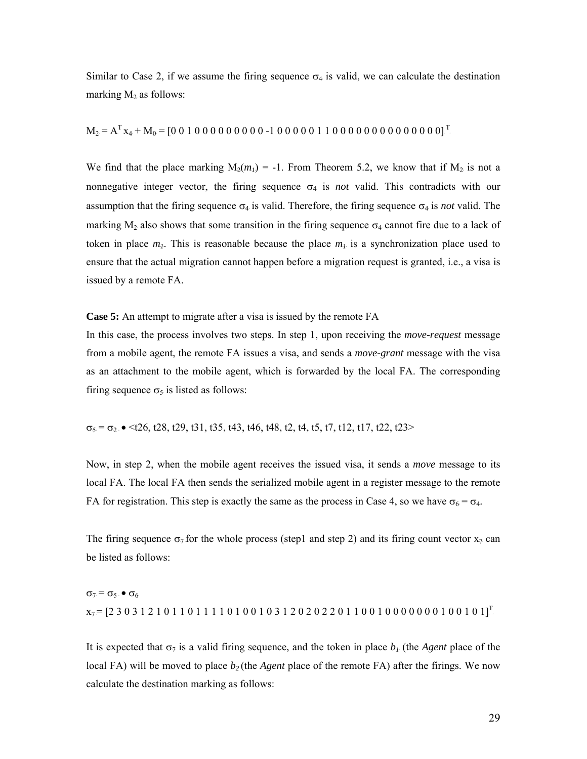Similar to Case 2, if we assume the firing sequence $\sigma_4$ is valid, we can calculate the destination marking $M_2$ as follows:

$$M_2 = A^T x_4 + M_0 = [0\ 0\ 1\ 0\ 0\ 0\ 0\ 0\ 0\ 0\ 0\ 0\ 0\ {-1}\ 0\ 0\ 0\ 0\ 0\ 1\ 1\ 0\ 0\ 0\ 0\ 0\ 0\ 0\ 0\ 0\ 0\ 0\ 0\ 0\ 0]^T$$

We find that the place marking $M_2(m_1) = -1$. From Theorem 5.2, we know that if $M_2$ is not a nonnegative integer vector, the firing sequence $\sigma_4$ is *not* valid. This contradicts with our assumption that the firing sequence $\sigma_4$ is valid. Therefore, the firing sequence $\sigma_4$ is *not* valid. The marking $M_2$ also shows that some transition in the firing sequence $\sigma_4$ cannot fire due to a lack of token in place $m_1$. This is reasonable because the place $m_1$ is a synchronization place used to ensure that the actual migration cannot happen before a migration request is granted, i.e., a visa is issued by a remote FA.

**Case 5:** An attempt to migrate after a visa is issued by the remote FA

In this case, the process involves two steps. In step 1, upon receiving the *move-request* message from a mobile agent, the remote FA issues a visa, and sends a *move-grant* message with the visa as an attachment to the mobile agent, which is forwarded by the local FA. The corresponding firing sequence $\sigma_5$ is listed as follows:

$$\sigma_5 = \sigma_2 \bullet \langle t26, t28, t29, t31, t35, t43, t46, t48, t2, t4, t5, t7, t12, t17, t22, t23 \rangle$$

Now, in step 2, when the mobile agent receives the issued visa, it sends a *move* message to its local FA. The local FA then sends the serialized mobile agent in a register message to the remote FA for registration. This step is exactly the same as the process in Case 4, so we have $\sigma_6 = \sigma_4$.

The firing sequence $\sigma_7$ for the whole process (step1 and step 2) and its firing count vector $x_7$ can be listed as follows:

$$\sigma_7 = \sigma_5 \bullet \sigma_6$$

$$x_7 = [2\ 3\ 0\ 3\ 1\ 2\ 1\ 0\ 1\ 1\ 0\ 1\ 1\ 1\ 1\ 0\ 1\ 0\ 0\ 1\ 0\ 3\ 1\ 2\ 0\ 2\ 0\ 2\ 2\ 0\ 1\ 1\ 0\ 0\ 1\ 0\ 0\ 0\ 0\ 0\ 0\ 0\ 1\ 0\ 0\ 1\ 0\ 1]^T$$

It is expected that $\sigma_7$ is a valid firing sequence, and the token in place $b_1$ (the *Agent* place of the local FA) will be moved to place $b_2$ (the *Agent* place of the remote FA) after the firings. We now calculate the destination marking as follows: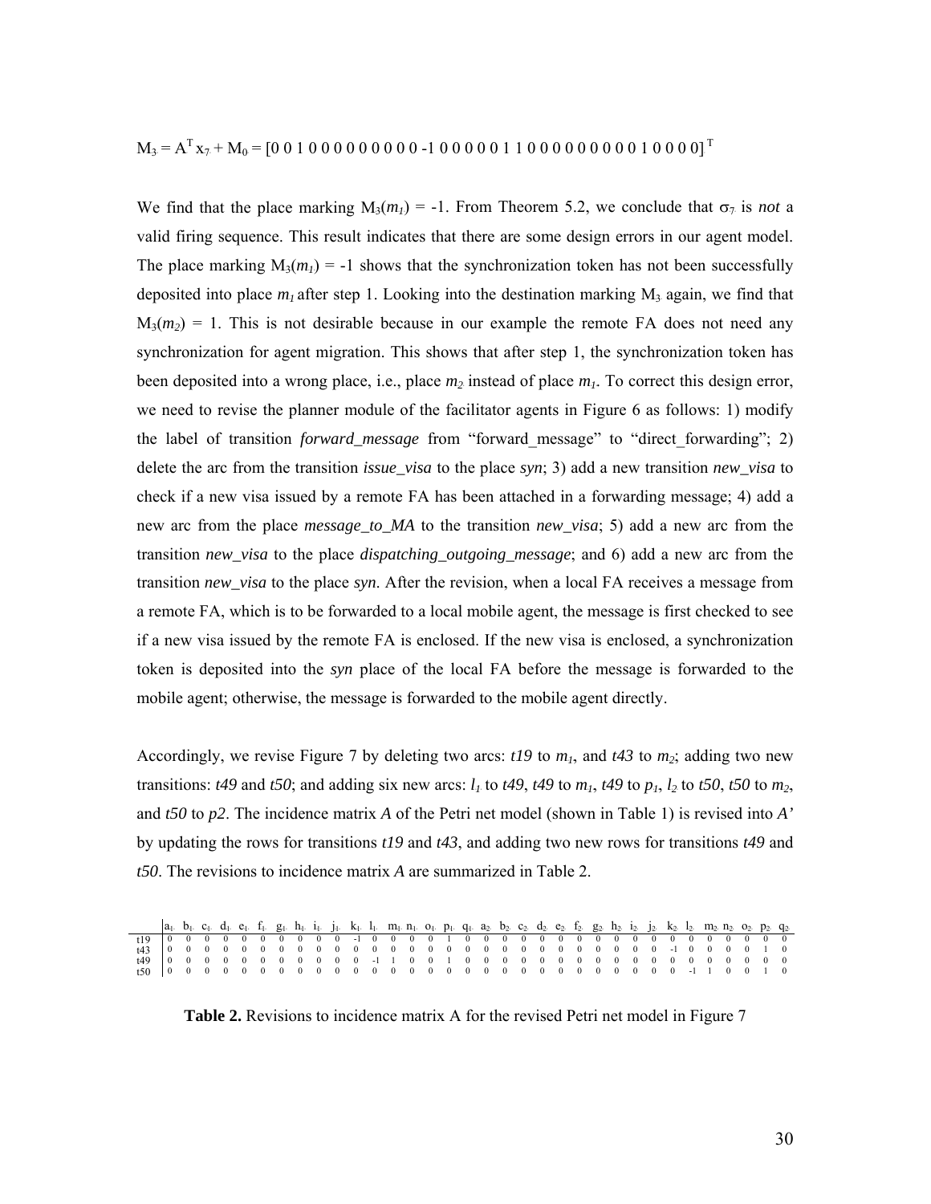$M_3 = A^T x_7 + M_0 = [0\ 0\ 1\ 0\ 0\ 0\ 0\ 0\ 0\ 0\ 0\ 0\ \text{-}1\ 0\ 0\ 0\ 0\ 0\ 1\ 1\ 0\ 0\ 0\ 0\ 0\ 0\ 0\ 0\ 0\ 0\ 1\ 0\ 0\ 0\ 0]^T$

We find that the place marking $M_3(m_1) = -1$. From Theorem 5.2, we conclude that $\sigma_7$ is *not* a valid firing sequence. This result indicates that there are some design errors in our agent model. The place marking $M_3(m_1) = -1$ shows that the synchronization token has not been successfully deposited into place $m_1$ after step 1. Looking into the destination marking $M_3$ again, we find that $M_3(m_2) = 1$. This is not desirable because in our example the remote FA does not need any synchronization for agent migration. This shows that after step 1, the synchronization token has been deposited into a wrong place, i.e., place $m_2$ instead of place $m_1$. To correct this design error, we need to revise the planner module of the facilitator agents in Figure 6 as follows: 1) modify the label of transition *forward_message* from "forward_message" to "direct_forwarding"; 2) delete the arc from the transition *issue_visa* to the place *syn*; 3) add a new transition *new_visa* to check if a new visa issued by a remote FA has been attached in a forwarding message; 4) add a new arc from the place *message_to_MA* to the transition *new_visa*; 5) add a new arc from the transition *new_visa* to the place *dispatching_outgoing_message*; and 6) add a new arc from the transition *new_visa* to the place *syn*. After the revision, when a local FA receives a message from a remote FA, which is to be forwarded to a local mobile agent, the message is first checked to see if a new visa issued by the remote FA is enclosed. If the new visa is enclosed, a synchronization token is deposited into the *syn* place of the local FA before the message is forwarded to the mobile agent; otherwise, the message is forwarded to the mobile agent directly.

Accordingly, we revise Figure 7 by deleting two arcs: *t19* to $m_1$, and *t43* to $m_2$; adding two new transitions: *t49* and *t50*; and adding six new arcs: $l_1$ to *t49*, *t49* to $m_1$, *t49* to $p_1$, $l_2$ to *t50*, *t50* to $m_2$, and *t50* to *p2*. The incidence matrix *A* of the Petri net model (shown in Table 1) is revised into *A'* by updating the rows for transitions *t19* and *t43*, and adding two new rows for transitions *t49* and *t50*. The revisions to incidence matrix *A* are summarized in Table 2.

| | $a_1$ | $b_1$ | $c_1$ | $d_1$ | $e_1$ | $f_1$ | $g_1$ | $h_1$ | $i_1$ | $j_1$ | $k_1$ | $l_1$ | $m_1$ | $n_1$ | $o_1$ | $p_1$ | $q_1$ | $a_2$ | $b_2$ | $c_2$ | $d_2$ | $e_2$ | $f_2$ | $g_2$ | $h_2$ | $i_2$ | $j_2$ | $k_2$ | $l_2$ | $m_2$ | $n_2$ | $o_2$ | $p_2$ | $q_2$ |
|---|---|---|---|---|---|---|---|---|---|---|---|---|---|---|---|---|---|---|---|---|---|---|---|---|---|---|---|---|---|---|---|---|---|---|
| t19 | 0 | 0 | 0 | 0 | 0 | 0 | 0 | 0 | 0 | 0 | 0 | -1 | 0 | 0 | 0 | 1 | 0 | 0 | 0 | 0 | 0 | 0 | 0 | 0 | 0 | 0 | 0 | 0 | 0 | 0 | 0 | 0 | 0 | 0 |
| t43 | 0 | 0 | 0 | 0 | 0 | 0 | 0 | 0 | 0 | 0 | 0 | 0 | 0 | 0 | 0 | 0 | 0 | 0 | 0 | 0 | 0 | 0 | 0 | 0 | 0 | 0 | 0 | -1 | 0 | 0 | 0 | 0 | 1 | 0 |
| t49 | 0 | 0 | 0 | 0 | 0 | 0 | 0 | 0 | 0 | 0 | 0 | -1 | 1 | 0 | 0 | 1 | 0 | 0 | 0 | 0 | 0 | 0 | 0 | 0 | 0 | 0 | 0 | 0 | 0 | 0 | 0 | 0 | 0 | 0 |
| t50 | 0 | 0 | 0 | 0 | 0 | 0 | 0 | 0 | 0 | 0 | 0 | 0 | 0 | 0 | 0 | 0 | 0 | 0 | 0 | 0 | 0 | 0 | 0 | 0 | 0 | 0 | 0 | 0 | -1 | 1 | 0 | 0 | 1 | 0 |

**Table 2.** Revisions to incidence matrix A for the revised Petri net model in Figure 7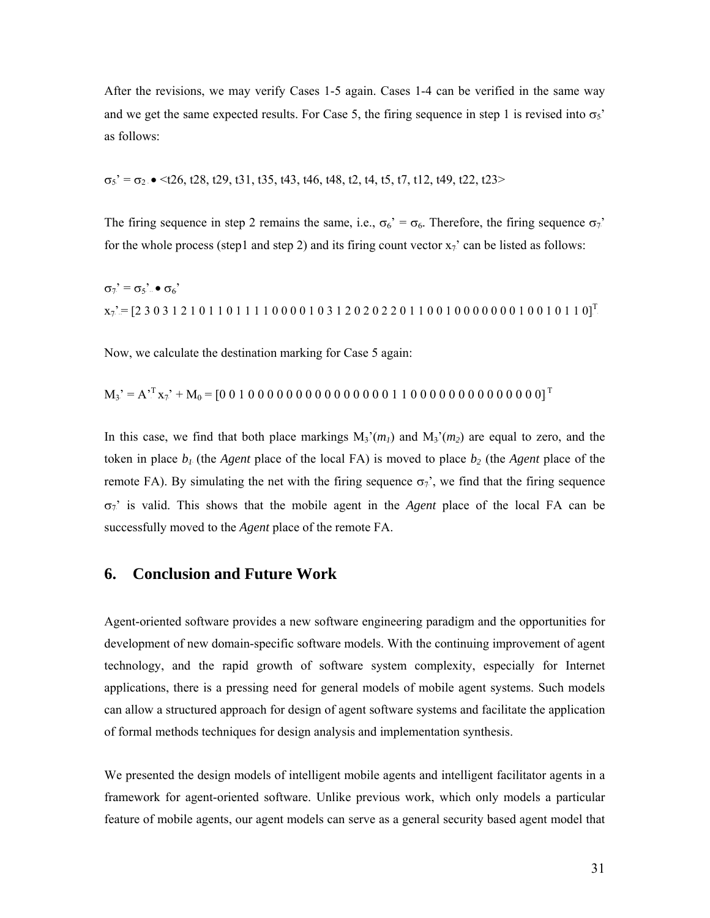After the revisions, we may verify Cases 1-5 again. Cases 1-4 can be verified in the same way and we get the same expected results. For Case 5, the firing sequence in step 1 is revised into $\sigma_5$' as follows:

$\sigma_5' = \sigma_2 \bullet$ <t26, t28, t29, t31, t35, t43, t46, t48, t2, t4, t5, t7, t12, t49, t22, t23>

The firing sequence in step 2 remains the same, i.e., $\sigma_6' = \sigma_6$. Therefore, the firing sequence $\sigma_7$' for the whole process (step1 and step 2) and its firing count vector $x_7$' can be listed as follows:

$\sigma_7' = \sigma_5' \bullet \sigma_6'$

$x_7' = [2\ 3\ 0\ 3\ 1\ 2\ 1\ 0\ 1\ 1\ 0\ 1\ 1\ 1\ 1\ 0\ 0\ 0\ 0\ 1\ 0\ 3\ 1\ 2\ 0\ 2\ 0\ 2\ 2\ 0\ 1\ 1\ 0\ 0\ 1\ 0\ 0\ 0\ 0\ 0\ 0\ 0\ 1\ 0\ 0\ 1\ 0\ 1\ 1\ 0]^T$

Now, we calculate the destination marking for Case 5 again:

$M_3' = A'^T x_7' + M_0 = [0\ 0\ 1\ 0\ 0\ 0\ 0\ 0\ 0\ 0\ 0\ 0\ 0\ 0\ 0\ 0\ 0\ 0\ 0\ 1\ 1\ 0\ 0\ 0\ 0\ 0\ 0\ 0\ 0\ 0\ 0\ 0\ 0\ 0\ 0]^T$

In this case, we find that both place markings $M_3'(m_1)$ and $M_3'(m_2)$ are equal to zero, and the token in place $b_1$ (the *Agent* place of the local FA) is moved to place $b_2$ (the *Agent* place of the remote FA). By simulating the net with the firing sequence $\sigma_7$', we find that the firing sequence $\sigma_7$' is valid. This shows that the mobile agent in the *Agent* place of the local FA can be successfully moved to the *Agent* place of the remote FA.

## 6. Conclusion and Future Work

Agent-oriented software provides a new software engineering paradigm and the opportunities for development of new domain-specific software models. With the continuing improvement of agent technology, and the rapid growth of software system complexity, especially for Internet applications, there is a pressing need for general models of mobile agent systems. Such models can allow a structured approach for design of agent software systems and facilitate the application of formal methods techniques for design analysis and implementation synthesis.

We presented the design models of intelligent mobile agents and intelligent facilitator agents in a framework for agent-oriented software. Unlike previous work, which only models a particular feature of mobile agents, our agent models can serve as a general security based agent model that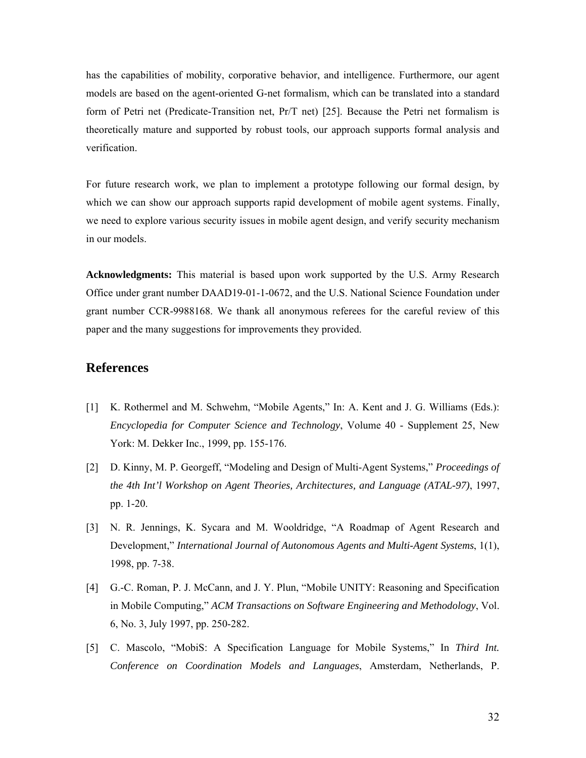has the capabilities of mobility, corporative behavior, and intelligence. Furthermore, our agent models are based on the agent-oriented G-net formalism, which can be translated into a standard form of Petri net (Predicate-Transition net, Pr/T net) [25]. Because the Petri net formalism is theoretically mature and supported by robust tools, our approach supports formal analysis and verification.

For future research work, we plan to implement a prototype following our formal design, by which we can show our approach supports rapid development of mobile agent systems. Finally, we need to explore various security issues in mobile agent design, and verify security mechanism in our models.

**Acknowledgments:** This material is based upon work supported by the U.S. Army Research Office under grant number DAAD19-01-1-0672, and the U.S. National Science Foundation under grant number CCR-9988168. We thank all anonymous referees for the careful review of this paper and the many suggestions for improvements they provided.

## References

[1] K. Rothermel and M. Schwehm, "Mobile Agents," In: A. Kent and J. G. Williams (Eds.): *Encyclopedia for Computer Science and Technology*, Volume 40 - Supplement 25, New York: M. Dekker Inc., 1999, pp. 155-176.

[2] D. Kinny, M. P. Georgeff, "Modeling and Design of Multi-Agent Systems," *Proceedings of the 4th Int'l Workshop on Agent Theories, Architectures, and Language (ATAL-97)*, 1997, pp. 1-20.

[3] N. R. Jennings, K. Sycara and M. Wooldridge, "A Roadmap of Agent Research and Development," *International Journal of Autonomous Agents and Multi-Agent Systems*, 1(1), 1998, pp. 7-38.

[4] G.-C. Roman, P. J. McCann, and J. Y. Plun, "Mobile UNITY: Reasoning and Specification in Mobile Computing," *ACM Transactions on Software Engineering and Methodology*, Vol. 6, No. 3, July 1997, pp. 250-282.

[5] C. Mascolo, "MobiS: A Specification Language for Mobile Systems," In *Third Int. Conference on Coordination Models and Languages*, Amsterdam, Netherlands, P.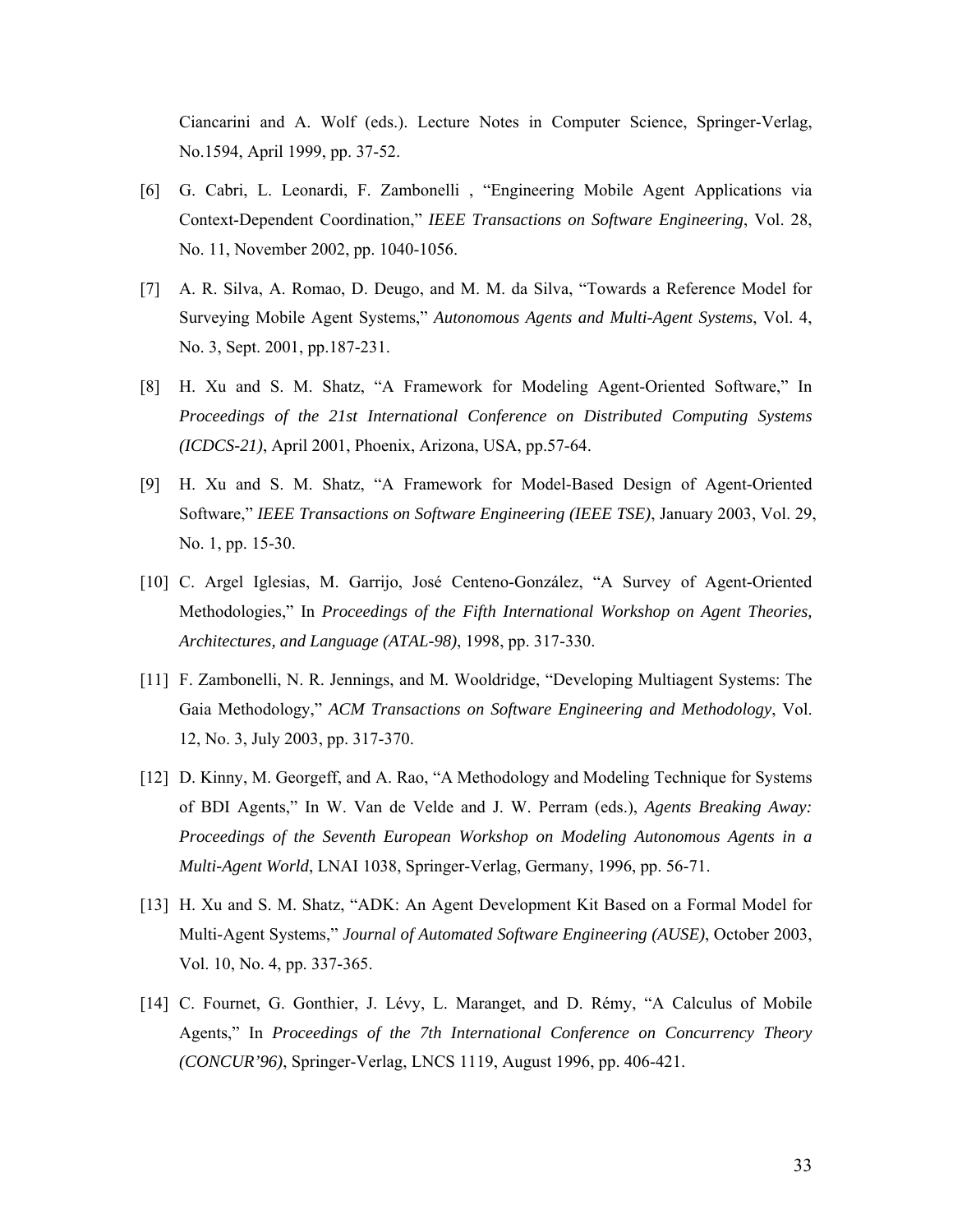Ciancarini and A. Wolf (eds.). Lecture Notes in Computer Science, Springer-Verlag, No.1594, April 1999, pp. 37-52.

[6] G. Cabri, L. Leonardi, F. Zambonelli , "Engineering Mobile Agent Applications via Context-Dependent Coordination," *IEEE Transactions on Software Engineering*, Vol. 28, No. 11, November 2002, pp. 1040-1056.

[7] A. R. Silva, A. Romao, D. Deugo, and M. M. da Silva, "Towards a Reference Model for Surveying Mobile Agent Systems," *Autonomous Agents and Multi-Agent Systems*, Vol. 4, No. 3, Sept. 2001, pp.187-231.

[8] H. Xu and S. M. Shatz, "A Framework for Modeling Agent-Oriented Software," In *Proceedings of the 21st International Conference on Distributed Computing Systems (ICDCS-21)*, April 2001, Phoenix, Arizona, USA, pp.57-64.

[9] H. Xu and S. M. Shatz, "A Framework for Model-Based Design of Agent-Oriented Software," *IEEE Transactions on Software Engineering (IEEE TSE)*, January 2003, Vol. 29, No. 1, pp. 15-30.

[10] C. Argel Iglesias, M. Garrijo, José Centeno-González, "A Survey of Agent-Oriented Methodologies," In *Proceedings of the Fifth International Workshop on Agent Theories, Architectures, and Language (ATAL-98)*, 1998, pp. 317-330.

[11] F. Zambonelli, N. R. Jennings, and M. Wooldridge, "Developing Multiagent Systems: The Gaia Methodology," *ACM Transactions on Software Engineering and Methodology*, Vol. 12, No. 3, July 2003, pp. 317-370.

[12] D. Kinny, M. Georgeff, and A. Rao, "A Methodology and Modeling Technique for Systems of BDI Agents," In W. Van de Velde and J. W. Perram (eds.), *Agents Breaking Away: Proceedings of the Seventh European Workshop on Modeling Autonomous Agents in a Multi-Agent World*, LNAI 1038, Springer-Verlag, Germany, 1996, pp. 56-71.

[13] H. Xu and S. M. Shatz, "ADK: An Agent Development Kit Based on a Formal Model for Multi-Agent Systems," *Journal of Automated Software Engineering (AUSE)*, October 2003, Vol. 10, No. 4, pp. 337-365.

[14] C. Fournet, G. Gonthier, J. Lévy, L. Maranget, and D. Rémy, "A Calculus of Mobile Agents," In *Proceedings of the 7th International Conference on Concurrency Theory (CONCUR'96)*, Springer-Verlag, LNCS 1119, August 1996, pp. 406-421.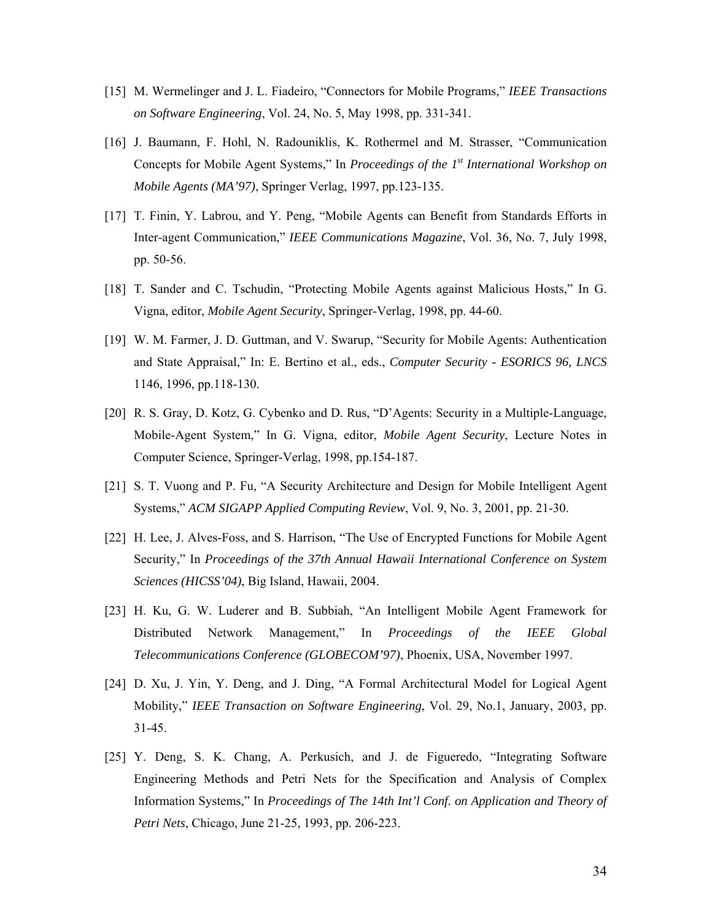[15] M. Wermelinger and J. L. Fiadeiro, "Connectors for Mobile Programs," *IEEE Transactions on Software Engineering*, Vol. 24, No. 5, May 1998, pp. 331-341.

[16] J. Baumann, F. Hohl, N. Radouniklis, K. Rothermel and M. Strasser, "Communication Concepts for Mobile Agent Systems," In *Proceedings of the 1st International Workshop on Mobile Agents (MA'97)*, Springer Verlag, 1997, pp.123-135.

[17] T. Finin, Y. Labrou, and Y. Peng, "Mobile Agents can Benefit from Standards Efforts in Inter-agent Communication," *IEEE Communications Magazine*, Vol. 36, No. 7, July 1998, pp. 50-56.

[18] T. Sander and C. Tschudin, "Protecting Mobile Agents against Malicious Hosts," In G. Vigna, editor, *Mobile Agent Security*, Springer-Verlag, 1998, pp. 44-60.

[19] W. M. Farmer, J. D. Guttman, and V. Swarup, "Security for Mobile Agents: Authentication and State Appraisal," In: E. Bertino et al., eds., *Computer Security - ESORICS 96, LNCS* 1146, 1996, pp.118-130.

[20] R. S. Gray, D. Kotz, G. Cybenko and D. Rus, "D'Agents: Security in a Multiple-Language, Mobile-Agent System," In G. Vigna, editor, *Mobile Agent Security*, Lecture Notes in Computer Science, Springer-Verlag, 1998, pp.154-187.

[21] S. T. Vuong and P. Fu, "A Security Architecture and Design for Mobile Intelligent Agent Systems," *ACM SIGAPP Applied Computing Review*, Vol. 9, No. 3, 2001, pp. 21-30.

[22] H. Lee, J. Alves-Foss, and S. Harrison, "The Use of Encrypted Functions for Mobile Agent Security," In *Proceedings of the 37th Annual Hawaii International Conference on System Sciences (HICSS'04)*, Big Island, Hawaii, 2004.

[23] H. Ku, G. W. Luderer and B. Subbiah, "An Intelligent Mobile Agent Framework for Distributed Network Management," In *Proceedings of the IEEE Global Telecommunications Conference (GLOBECOM'97)*, Phoenix, USA, November 1997.

[24] D. Xu, J. Yin, Y. Deng, and J. Ding, "A Formal Architectural Model for Logical Agent Mobility," *IEEE Transaction on Software Engineering*, Vol. 29, No.1, January, 2003, pp. 31-45.

[25] Y. Deng, S. K. Chang, A. Perkusich, and J. de Figueredo, "Integrating Software Engineering Methods and Petri Nets for the Specification and Analysis of Complex Information Systems," In *Proceedings of The 14th Int'l Conf. on Application and Theory of Petri Nets*, Chicago, June 21-25, 1993, pp. 206-223.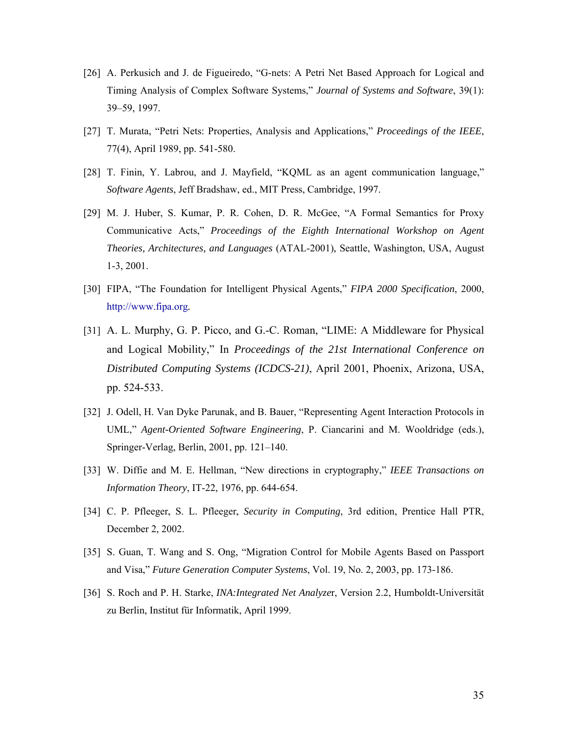[26] A. Perkusich and J. de Figueiredo, "G-nets: A Petri Net Based Approach for Logical and Timing Analysis of Complex Software Systems," *Journal of Systems and Software*, 39(1): 39–59, 1997.

[27] T. Murata, "Petri Nets: Properties, Analysis and Applications," *Proceedings of the IEEE*, 77(4), April 1989, pp. 541-580.

[28] T. Finin, Y. Labrou, and J. Mayfield, "KQML as an agent communication language," *Software Agents*, Jeff Bradshaw, ed., MIT Press, Cambridge, 1997.

[29] M. J. Huber, S. Kumar, P. R. Cohen, D. R. McGee, "A Formal Semantics for Proxy Communicative Acts," *Proceedings of the Eighth International Workshop on Agent Theories, Architectures, and Languages* (ATAL-2001), Seattle, Washington, USA, August 1-3, 2001.

[30] FIPA, "The Foundation for Intelligent Physical Agents," *FIPA 2000 Specification*, 2000, http://www.fipa.org.

[31] A. L. Murphy, G. P. Picco, and G.-C. Roman, "LIME: A Middleware for Physical and Logical Mobility," In *Proceedings of the 21st International Conference on Distributed Computing Systems (ICDCS-21)*, April 2001, Phoenix, Arizona, USA, pp. 524-533.

[32] J. Odell, H. Van Dyke Parunak, and B. Bauer, "Representing Agent Interaction Protocols in UML," *Agent-Oriented Software Engineering*, P. Ciancarini and M. Wooldridge (eds.), Springer-Verlag, Berlin, 2001, pp. 121–140.

[33] W. Diffie and M. E. Hellman, "New directions in cryptography," *IEEE Transactions on Information Theory*, IT-22, 1976, pp. 644-654.

[34] C. P. Pfleeger, S. L. Pfleeger, *Security in Computing*, 3rd edition, Prentice Hall PTR, December 2, 2002.

[35] S. Guan, T. Wang and S. Ong, "Migration Control for Mobile Agents Based on Passport and Visa," *Future Generation Computer Systems*, Vol. 19, No. 2, 2003, pp. 173-186.

[36] S. Roch and P. H. Starke, *INA:Integrated Net Analyze*r, Version 2.2, Humboldt-Universität zu Berlin, Institut für Informatik, April 1999.